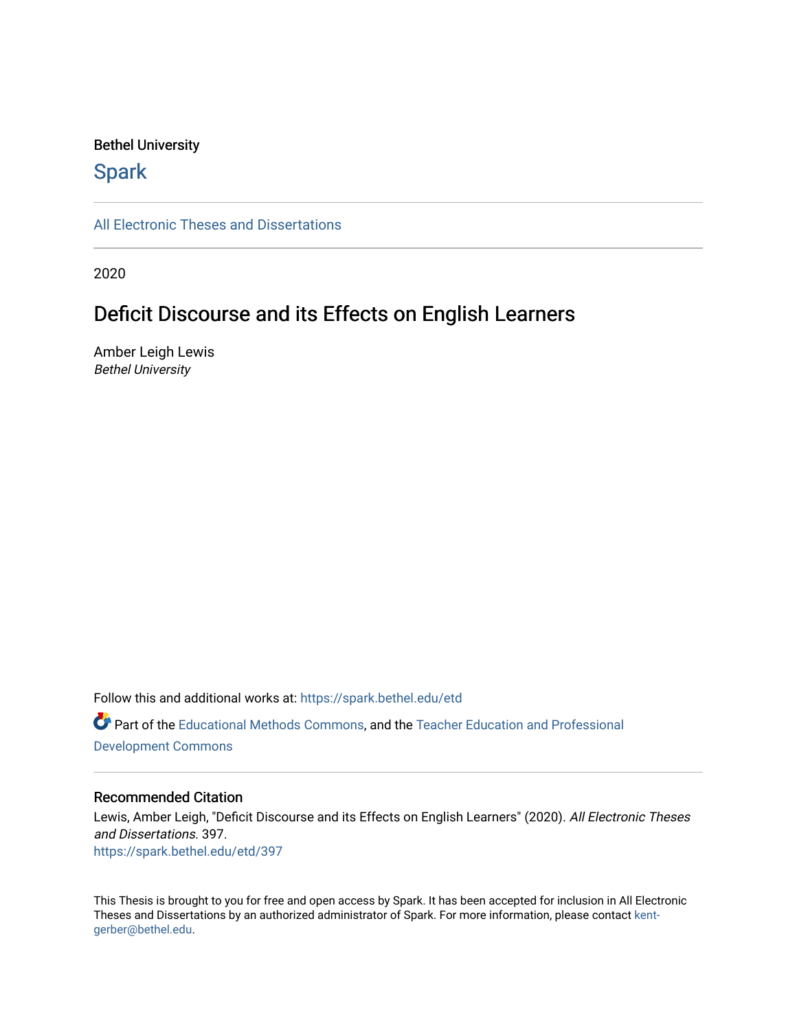Bethel University

# Spark

All Electronic Theses and Dissertations

2020

## Deficit Discourse and its Effects on English Learners

Amber Leigh Lewis
*Bethel University*

Follow this and additional works at: https://spark.bethel.edu/etd

Part of the Educational Methods Commons, and the Teacher Education and Professional Development Commons

### Recommended Citation

Lewis, Amber Leigh, "Deficit Discourse and its Effects on English Learners" (2020). *All Electronic Theses and Dissertations*. 397.
https://spark.bethel.edu/etd/397

This Thesis is brought to you for free and open access by Spark. It has been accepted for inclusion in All Electronic Theses and Dissertations by an authorized administrator of Spark. For more information, please contact kent-gerber@bethel.edu.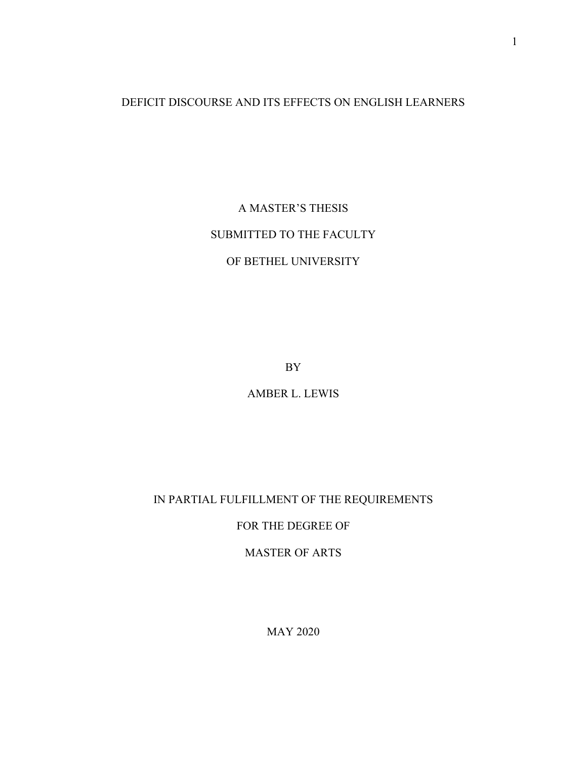# DEFICIT DISCOURSE AND ITS EFFECTS ON ENGLISH LEARNERS

A MASTER'S THESIS

SUBMITTED TO THE FACULTY

OF BETHEL UNIVERSITY

BY

AMBER L. LEWIS

IN PARTIAL FULFILLMENT OF THE REQUIREMENTS

FOR THE DEGREE OF

MASTER OF ARTS

MAY 2020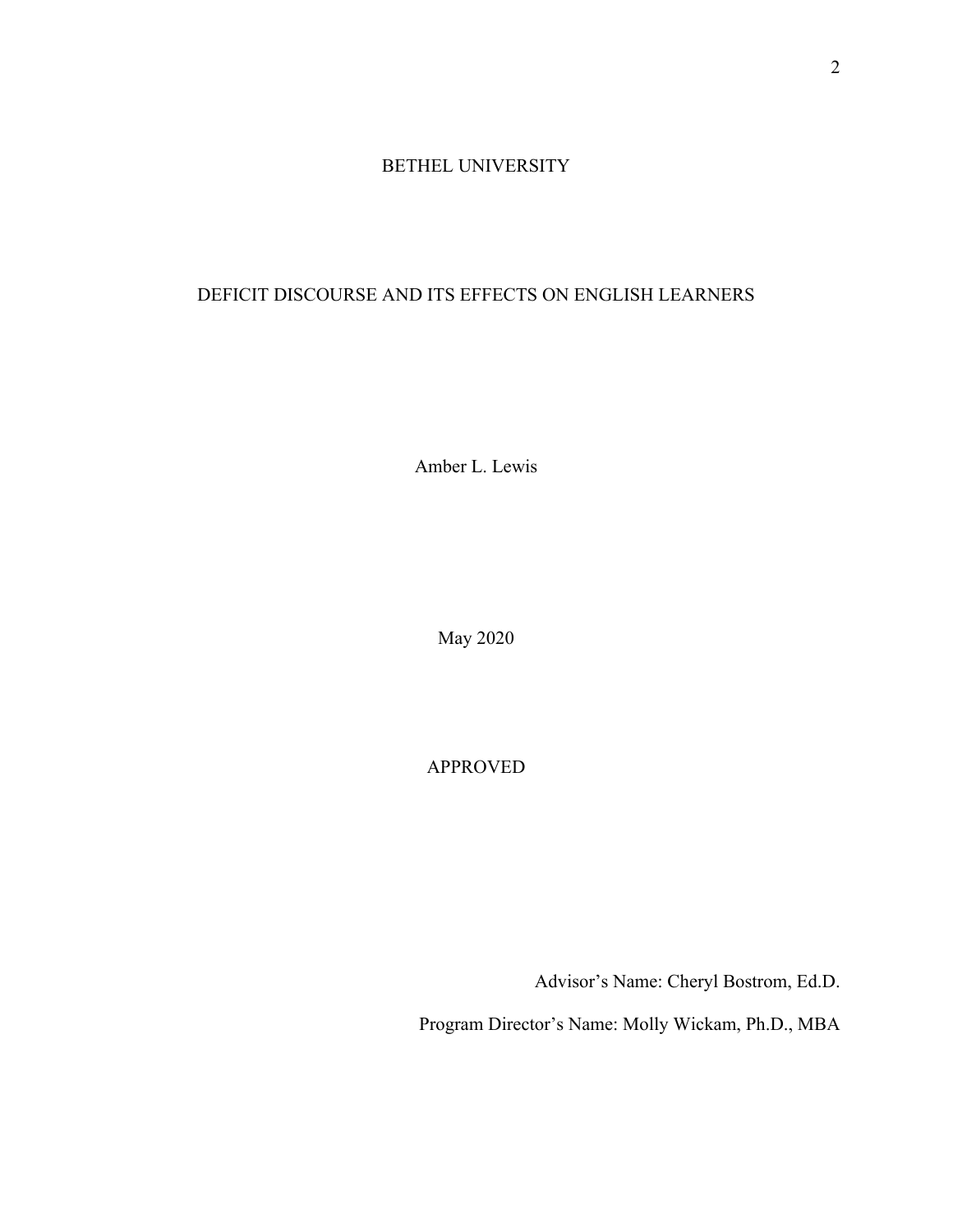BETHEL UNIVERSITY

DEFICIT DISCOURSE AND ITS EFFECTS ON ENGLISH LEARNERS

Amber L. Lewis

May 2020

APPROVED

Advisor's Name: Cheryl Bostrom, Ed.D.

Program Director's Name: Molly Wickam, Ph.D., MBA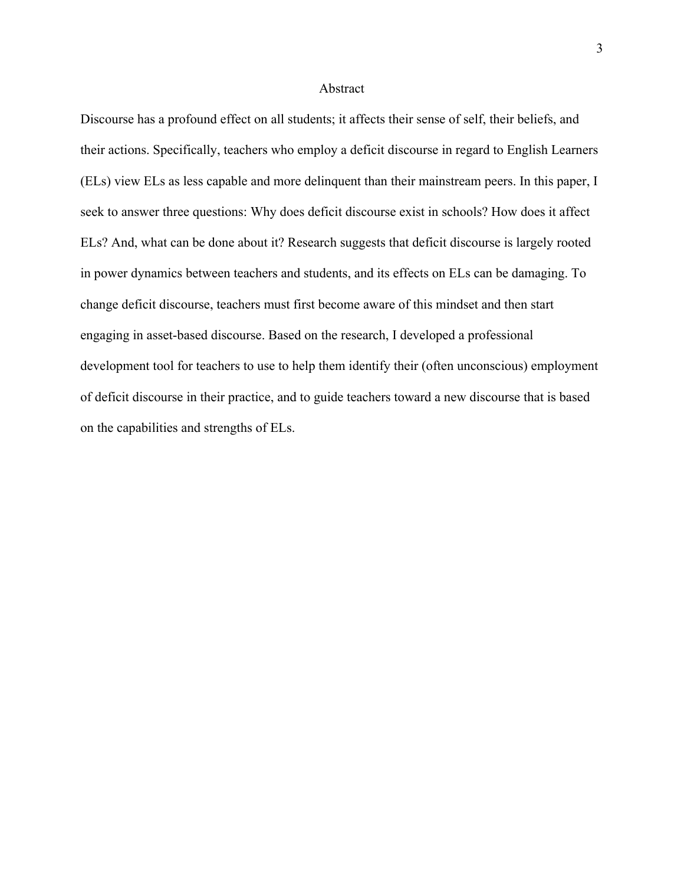# Abstract

Discourse has a profound effect on all students; it affects their sense of self, their beliefs, and their actions. Specifically, teachers who employ a deficit discourse in regard to English Learners (ELs) view ELs as less capable and more delinquent than their mainstream peers. In this paper, I seek to answer three questions: Why does deficit discourse exist in schools? How does it affect ELs? And, what can be done about it? Research suggests that deficit discourse is largely rooted in power dynamics between teachers and students, and its effects on ELs can be damaging. To change deficit discourse, teachers must first become aware of this mindset and then start engaging in asset-based discourse. Based on the research, I developed a professional development tool for teachers to use to help them identify their (often unconscious) employment of deficit discourse in their practice, and to guide teachers toward a new discourse that is based on the capabilities and strengths of ELs.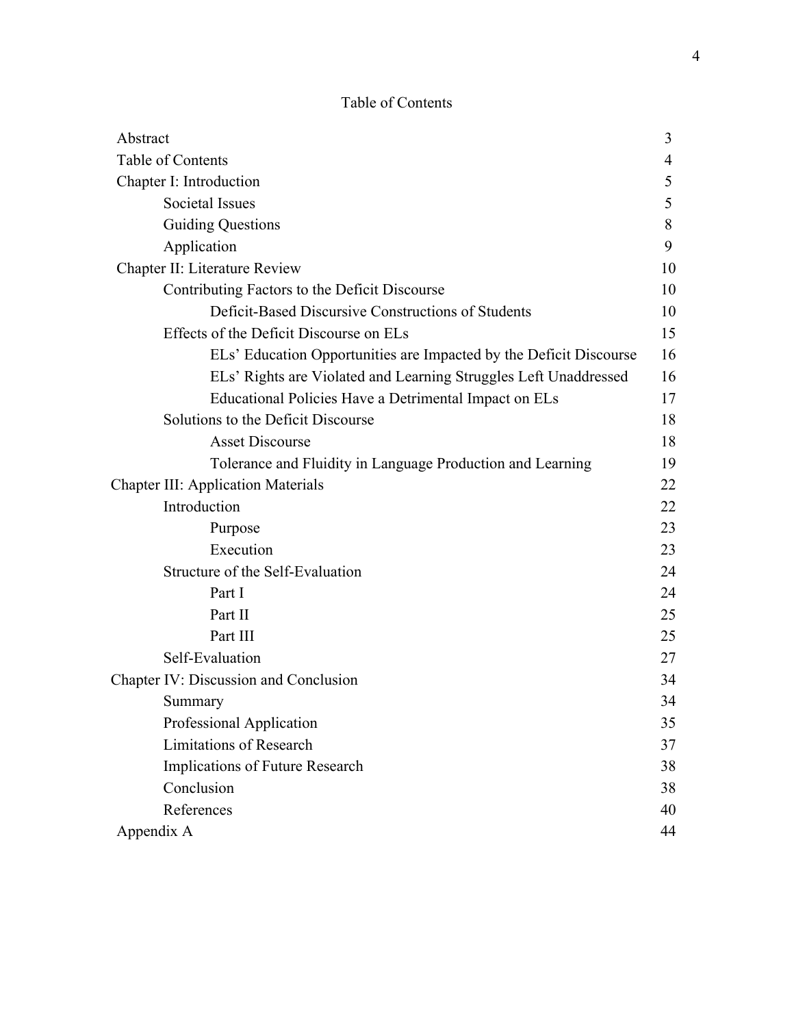# Table of Contents

| | |
|---|---|
| Abstract | 3 |
| Table of Contents | 4 |
| Chapter I: Introduction | 5 |
| Societal Issues | 5 |
| Guiding Questions | 8 |
| Application | 9 |
| Chapter II: Literature Review | 10 |
| Contributing Factors to the Deficit Discourse | 10 |
| Deficit-Based Discursive Constructions of Students | 10 |
| Effects of the Deficit Discourse on ELs | 15 |
| ELs' Education Opportunities are Impacted by the Deficit Discourse | 16 |
| ELs' Rights are Violated and Learning Struggles Left Unaddressed | 16 |
| Educational Policies Have a Detrimental Impact on ELs | 17 |
| Solutions to the Deficit Discourse | 18 |
| Asset Discourse | 18 |
| Tolerance and Fluidity in Language Production and Learning | 19 |
| Chapter III: Application Materials | 22 |
| Introduction | 22 |
| Purpose | 23 |
| Execution | 23 |
| Structure of the Self-Evaluation | 24 |
| Part I | 24 |
| Part II | 25 |
| Part III | 25 |
| Self-Evaluation | 27 |
| Chapter IV: Discussion and Conclusion | 34 |
| Summary | 34 |
| Professional Application | 35 |
| Limitations of Research | 37 |
| Implications of Future Research | 38 |
| Conclusion | 38 |
| References | 40 |
| Appendix A | 44 |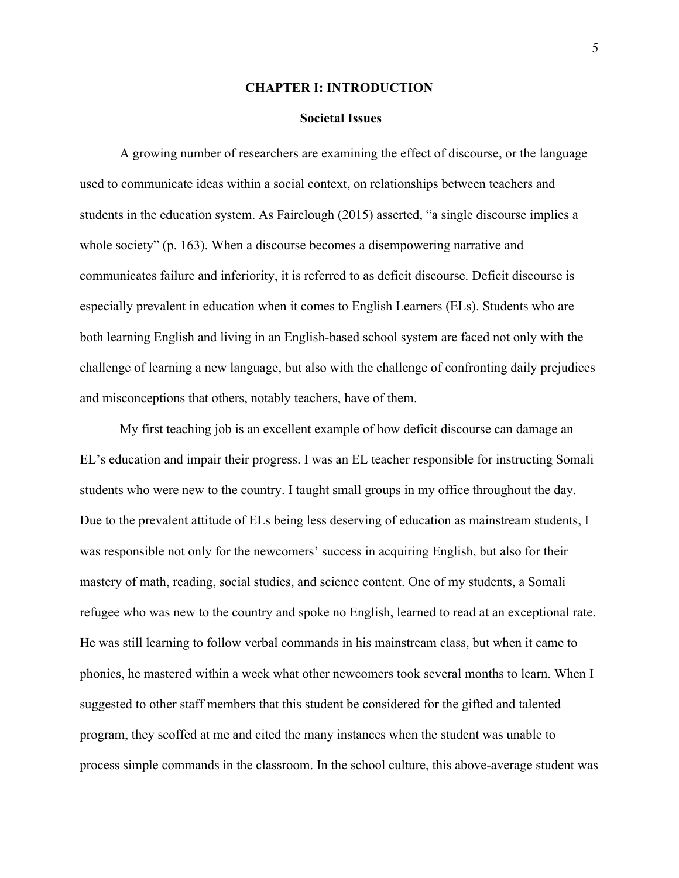# CHAPTER I: INTRODUCTION

## Societal Issues

A growing number of researchers are examining the effect of discourse, or the language used to communicate ideas within a social context, on relationships between teachers and students in the education system. As Fairclough (2015) asserted, "a single discourse implies a whole society" (p. 163). When a discourse becomes a disempowering narrative and communicates failure and inferiority, it is referred to as deficit discourse. Deficit discourse is especially prevalent in education when it comes to English Learners (ELs). Students who are both learning English and living in an English-based school system are faced not only with the challenge of learning a new language, but also with the challenge of confronting daily prejudices and misconceptions that others, notably teachers, have of them.

My first teaching job is an excellent example of how deficit discourse can damage an EL's education and impair their progress. I was an EL teacher responsible for instructing Somali students who were new to the country. I taught small groups in my office throughout the day. Due to the prevalent attitude of ELs being less deserving of education as mainstream students, I was responsible not only for the newcomers' success in acquiring English, but also for their mastery of math, reading, social studies, and science content. One of my students, a Somali refugee who was new to the country and spoke no English, learned to read at an exceptional rate. He was still learning to follow verbal commands in his mainstream class, but when it came to phonics, he mastered within a week what other newcomers took several months to learn. When I suggested to other staff members that this student be considered for the gifted and talented program, they scoffed at me and cited the many instances when the student was unable to process simple commands in the classroom. In the school culture, this above-average student was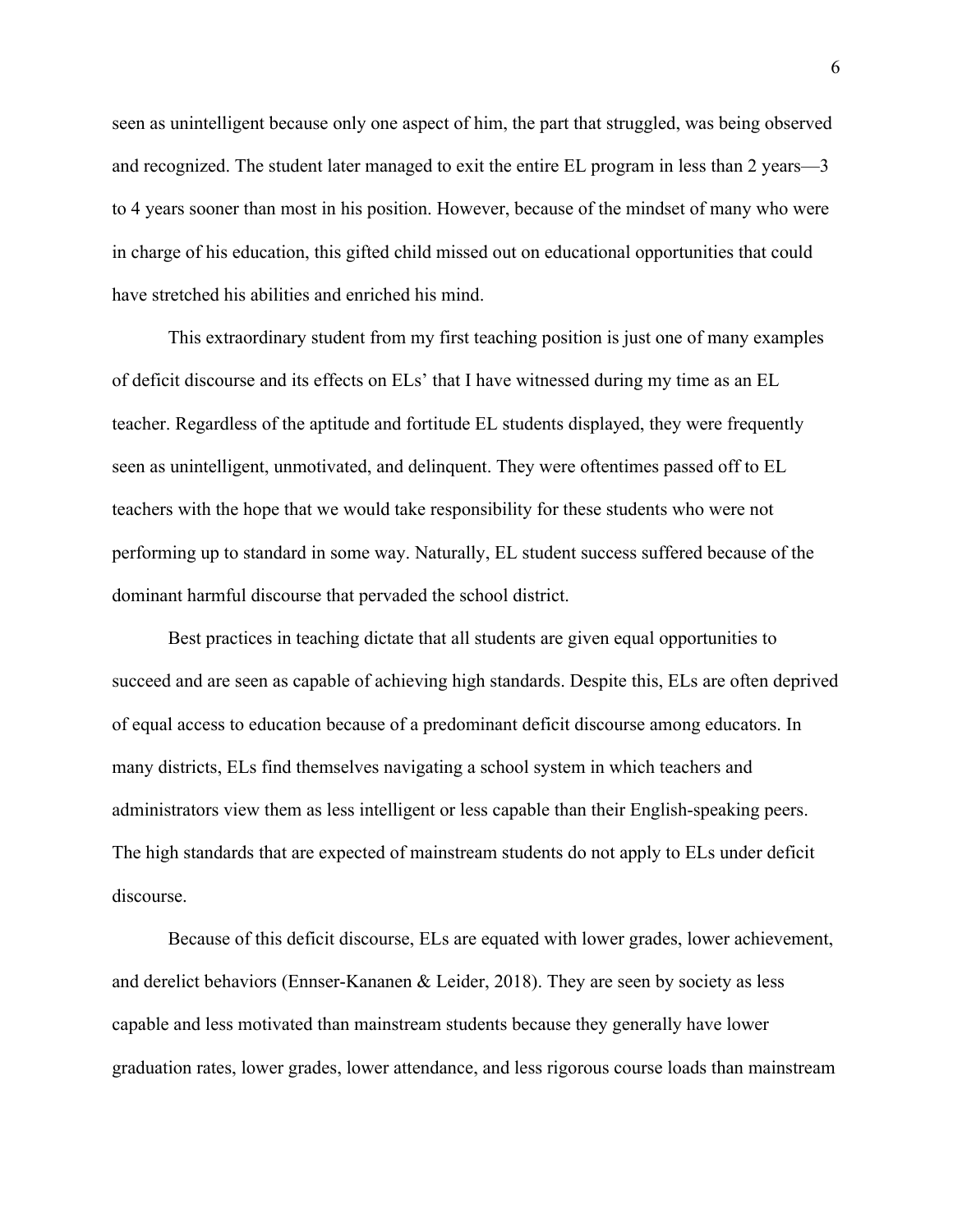seen as unintelligent because only one aspect of him, the part that struggled, was being observed and recognized. The student later managed to exit the entire EL program in less than 2 years—3 to 4 years sooner than most in his position. However, because of the mindset of many who were in charge of his education, this gifted child missed out on educational opportunities that could have stretched his abilities and enriched his mind.

This extraordinary student from my first teaching position is just one of many examples of deficit discourse and its effects on ELs' that I have witnessed during my time as an EL teacher. Regardless of the aptitude and fortitude EL students displayed, they were frequently seen as unintelligent, unmotivated, and delinquent. They were oftentimes passed off to EL teachers with the hope that we would take responsibility for these students who were not performing up to standard in some way. Naturally, EL student success suffered because of the dominant harmful discourse that pervaded the school district.

Best practices in teaching dictate that all students are given equal opportunities to succeed and are seen as capable of achieving high standards. Despite this, ELs are often deprived of equal access to education because of a predominant deficit discourse among educators. In many districts, ELs find themselves navigating a school system in which teachers and administrators view them as less intelligent or less capable than their English-speaking peers. The high standards that are expected of mainstream students do not apply to ELs under deficit discourse.

Because of this deficit discourse, ELs are equated with lower grades, lower achievement, and derelict behaviors (Ennser-Kananen & Leider, 2018). They are seen by society as less capable and less motivated than mainstream students because they generally have lower graduation rates, lower grades, lower attendance, and less rigorous course loads than mainstream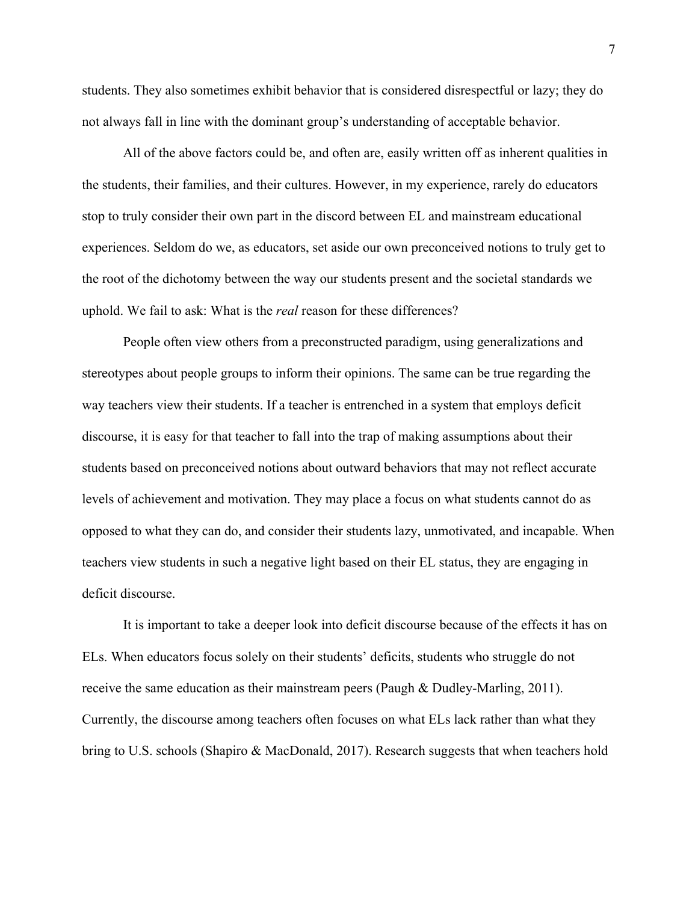students. They also sometimes exhibit behavior that is considered disrespectful or lazy; they do not always fall in line with the dominant group's understanding of acceptable behavior.

All of the above factors could be, and often are, easily written off as inherent qualities in the students, their families, and their cultures. However, in my experience, rarely do educators stop to truly consider their own part in the discord between EL and mainstream educational experiences. Seldom do we, as educators, set aside our own preconceived notions to truly get to the root of the dichotomy between the way our students present and the societal standards we uphold. We fail to ask: What is the *real* reason for these differences?

People often view others from a preconstructed paradigm, using generalizations and stereotypes about people groups to inform their opinions. The same can be true regarding the way teachers view their students. If a teacher is entrenched in a system that employs deficit discourse, it is easy for that teacher to fall into the trap of making assumptions about their students based on preconceived notions about outward behaviors that may not reflect accurate levels of achievement and motivation. They may place a focus on what students cannot do as opposed to what they can do, and consider their students lazy, unmotivated, and incapable. When teachers view students in such a negative light based on their EL status, they are engaging in deficit discourse.

It is important to take a deeper look into deficit discourse because of the effects it has on ELs. When educators focus solely on their students' deficits, students who struggle do not receive the same education as their mainstream peers (Paugh & Dudley-Marling, 2011). Currently, the discourse among teachers often focuses on what ELs lack rather than what they bring to U.S. schools (Shapiro & MacDonald, 2017). Research suggests that when teachers hold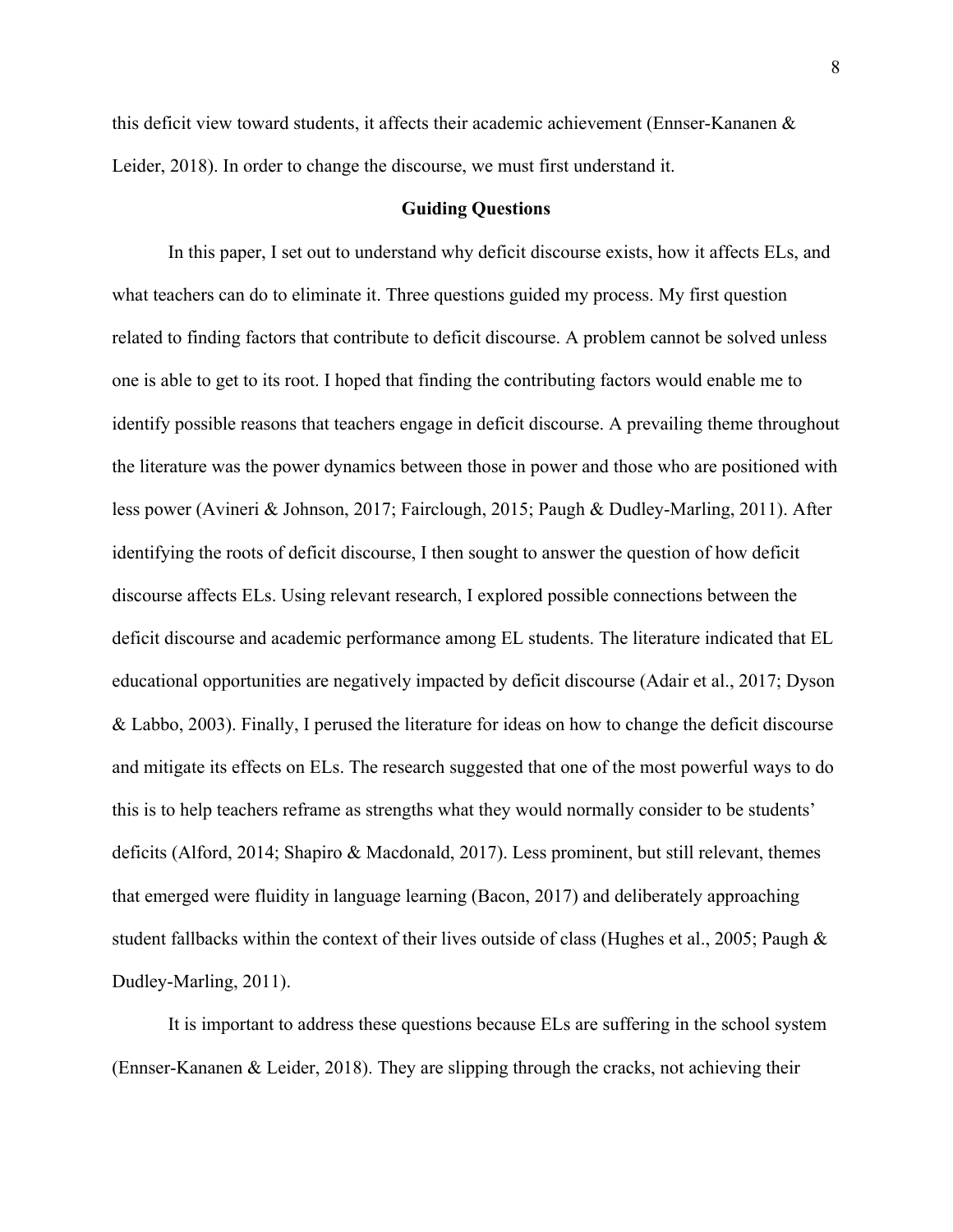this deficit view toward students, it affects their academic achievement (Ennser-Kananen & Leider, 2018). In order to change the discourse, we must first understand it.

## Guiding Questions

In this paper, I set out to understand why deficit discourse exists, how it affects ELs, and what teachers can do to eliminate it. Three questions guided my process. My first question related to finding factors that contribute to deficit discourse. A problem cannot be solved unless one is able to get to its root. I hoped that finding the contributing factors would enable me to identify possible reasons that teachers engage in deficit discourse. A prevailing theme throughout the literature was the power dynamics between those in power and those who are positioned with less power (Avineri & Johnson, 2017; Fairclough, 2015; Paugh & Dudley-Marling, 2011). After identifying the roots of deficit discourse, I then sought to answer the question of how deficit discourse affects ELs. Using relevant research, I explored possible connections between the deficit discourse and academic performance among EL students. The literature indicated that EL educational opportunities are negatively impacted by deficit discourse (Adair et al., 2017; Dyson & Labbo, 2003). Finally, I perused the literature for ideas on how to change the deficit discourse and mitigate its effects on ELs. The research suggested that one of the most powerful ways to do this is to help teachers reframe as strengths what they would normally consider to be students' deficits (Alford, 2014; Shapiro & Macdonald, 2017). Less prominent, but still relevant, themes that emerged were fluidity in language learning (Bacon, 2017) and deliberately approaching student fallbacks within the context of their lives outside of class (Hughes et al., 2005; Paugh & Dudley-Marling, 2011).

It is important to address these questions because ELs are suffering in the school system (Ennser-Kananen & Leider, 2018). They are slipping through the cracks, not achieving their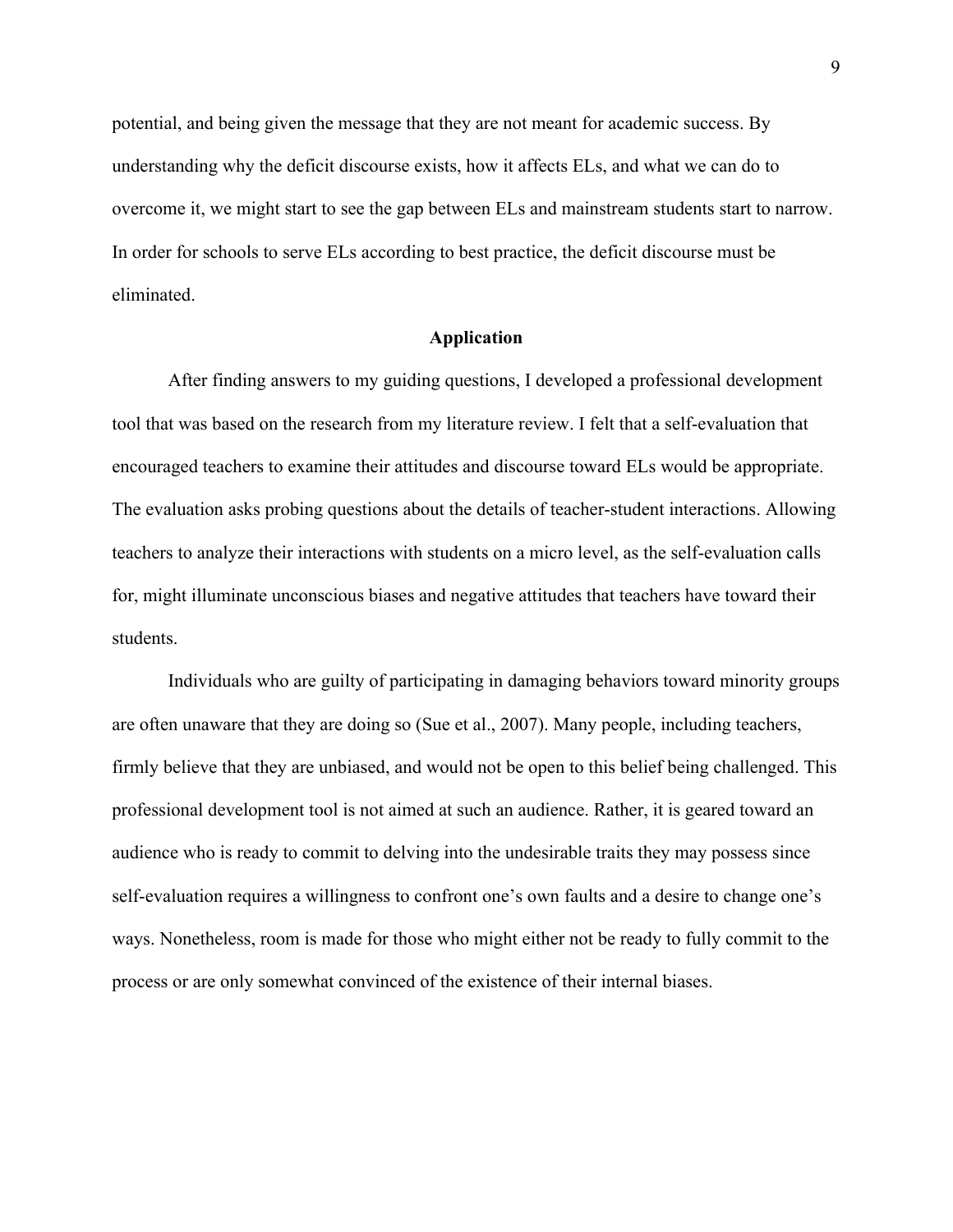potential, and being given the message that they are not meant for academic success. By understanding why the deficit discourse exists, how it affects ELs, and what we can do to overcome it, we might start to see the gap between ELs and mainstream students start to narrow. In order for schools to serve ELs according to best practice, the deficit discourse must be eliminated.

## Application

After finding answers to my guiding questions, I developed a professional development tool that was based on the research from my literature review. I felt that a self-evaluation that encouraged teachers to examine their attitudes and discourse toward ELs would be appropriate. The evaluation asks probing questions about the details of teacher-student interactions. Allowing teachers to analyze their interactions with students on a micro level, as the self-evaluation calls for, might illuminate unconscious biases and negative attitudes that teachers have toward their students.

Individuals who are guilty of participating in damaging behaviors toward minority groups are often unaware that they are doing so (Sue et al., 2007). Many people, including teachers, firmly believe that they are unbiased, and would not be open to this belief being challenged. This professional development tool is not aimed at such an audience. Rather, it is geared toward an audience who is ready to commit to delving into the undesirable traits they may possess since self-evaluation requires a willingness to confront one's own faults and a desire to change one's ways. Nonetheless, room is made for those who might either not be ready to fully commit to the process or are only somewhat convinced of the existence of their internal biases.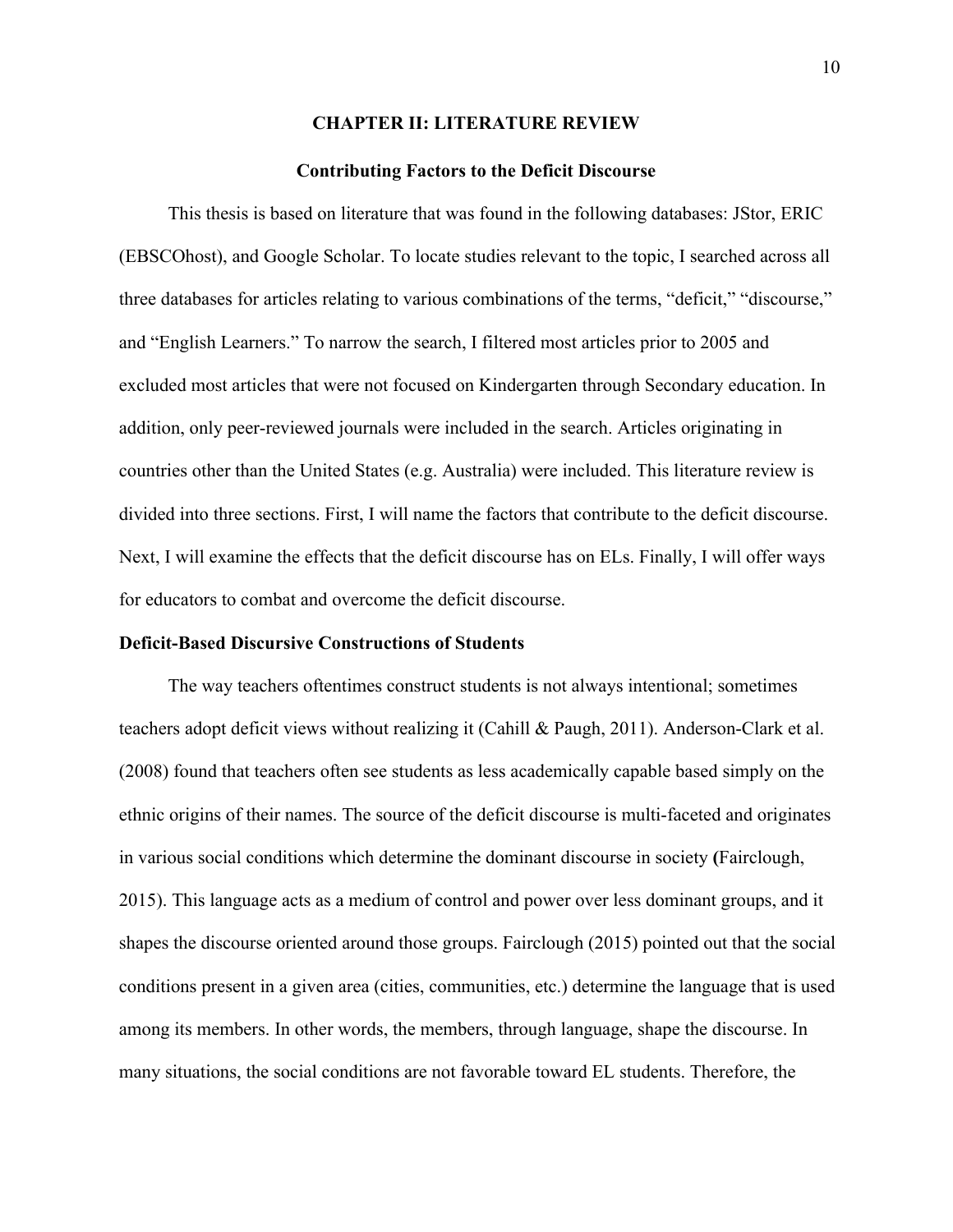# CHAPTER II: LITERATURE REVIEW

## Contributing Factors to the Deficit Discourse

This thesis is based on literature that was found in the following databases: JStor, ERIC (EBSCOhost), and Google Scholar. To locate studies relevant to the topic, I searched across all three databases for articles relating to various combinations of the terms, “deficit,” “discourse,” and “English Learners.” To narrow the search, I filtered most articles prior to 2005 and excluded most articles that were not focused on Kindergarten through Secondary education. In addition, only peer-reviewed journals were included in the search. Articles originating in countries other than the United States (e.g. Australia) were included. This literature review is divided into three sections. First, I will name the factors that contribute to the deficit discourse. Next, I will examine the effects that the deficit discourse has on ELs. Finally, I will offer ways for educators to combat and overcome the deficit discourse.

### Deficit-Based Discursive Constructions of Students

The way teachers oftentimes construct students is not always intentional; sometimes teachers adopt deficit views without realizing it (Cahill & Paugh, 2011). Anderson-Clark et al. (2008) found that teachers often see students as less academically capable based simply on the ethnic origins of their names. The source of the deficit discourse is multi-faceted and originates in various social conditions which determine the dominant discourse in society (Fairclough, 2015). This language acts as a medium of control and power over less dominant groups, and it shapes the discourse oriented around those groups. Fairclough (2015) pointed out that the social conditions present in a given area (cities, communities, etc.) determine the language that is used among its members. In other words, the members, through language, shape the discourse. In many situations, the social conditions are not favorable toward EL students. Therefore, the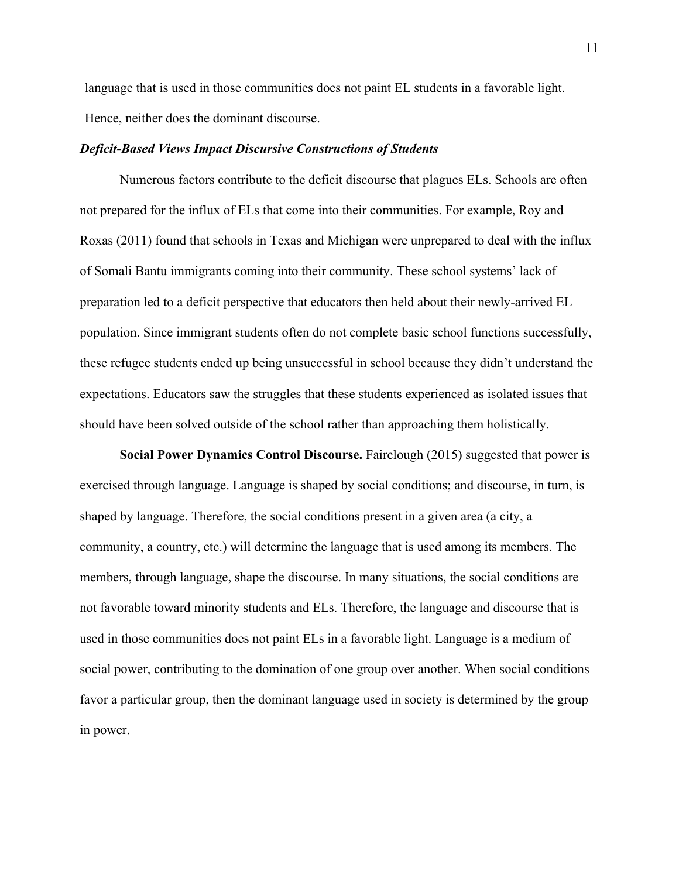language that is used in those communities does not paint EL students in a favorable light. Hence, neither does the dominant discourse.

### ***Deficit-Based Views Impact Discursive Constructions of Students***

Numerous factors contribute to the deficit discourse that plagues ELs. Schools are often not prepared for the influx of ELs that come into their communities. For example, Roy and Roxas (2011) found that schools in Texas and Michigan were unprepared to deal with the influx of Somali Bantu immigrants coming into their community. These school systems' lack of preparation led to a deficit perspective that educators then held about their newly-arrived EL population. Since immigrant students often do not complete basic school functions successfully, these refugee students ended up being unsuccessful in school because they didn't understand the expectations. Educators saw the struggles that these students experienced as isolated issues that should have been solved outside of the school rather than approaching them holistically.

**Social Power Dynamics Control Discourse.** Fairclough (2015) suggested that power is exercised through language. Language is shaped by social conditions; and discourse, in turn, is shaped by language. Therefore, the social conditions present in a given area (a city, a community, a country, etc.) will determine the language that is used among its members. The members, through language, shape the discourse. In many situations, the social conditions are not favorable toward minority students and ELs. Therefore, the language and discourse that is used in those communities does not paint ELs in a favorable light. Language is a medium of social power, contributing to the domination of one group over another. When social conditions favor a particular group, then the dominant language used in society is determined by the group in power.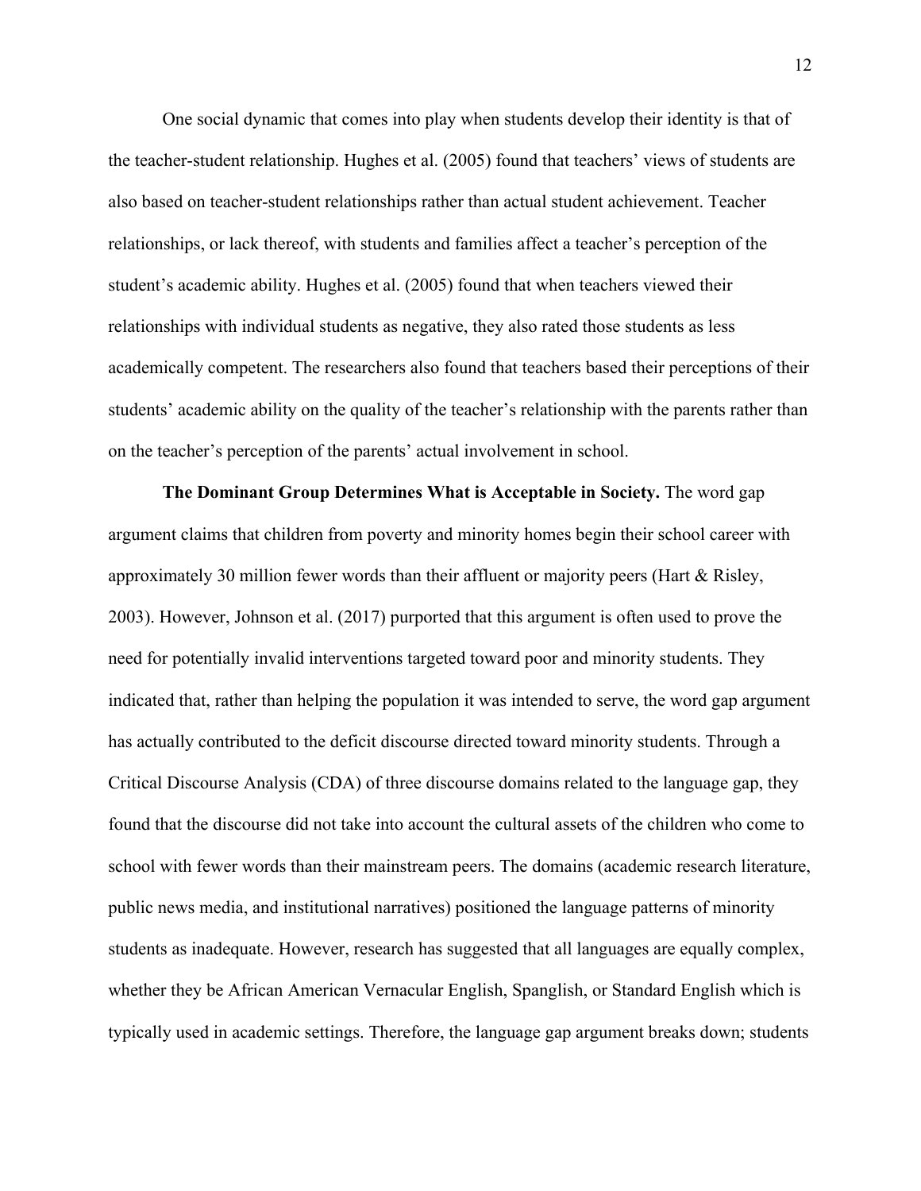One social dynamic that comes into play when students develop their identity is that of the teacher-student relationship. Hughes et al. (2005) found that teachers' views of students are also based on teacher-student relationships rather than actual student achievement. Teacher relationships, or lack thereof, with students and families affect a teacher's perception of the student's academic ability. Hughes et al. (2005) found that when teachers viewed their relationships with individual students as negative, they also rated those students as less academically competent. The researchers also found that teachers based their perceptions of their students' academic ability on the quality of the teacher's relationship with the parents rather than on the teacher's perception of the parents' actual involvement in school.

**The Dominant Group Determines What is Acceptable in Society.** The word gap argument claims that children from poverty and minority homes begin their school career with approximately 30 million fewer words than their affluent or majority peers (Hart & Risley, 2003). However, Johnson et al. (2017) purported that this argument is often used to prove the need for potentially invalid interventions targeted toward poor and minority students. They indicated that, rather than helping the population it was intended to serve, the word gap argument has actually contributed to the deficit discourse directed toward minority students. Through a Critical Discourse Analysis (CDA) of three discourse domains related to the language gap, they found that the discourse did not take into account the cultural assets of the children who come to school with fewer words than their mainstream peers. The domains (academic research literature, public news media, and institutional narratives) positioned the language patterns of minority students as inadequate. However, research has suggested that all languages are equally complex, whether they be African American Vernacular English, Spanglish, or Standard English which is typically used in academic settings. Therefore, the language gap argument breaks down; students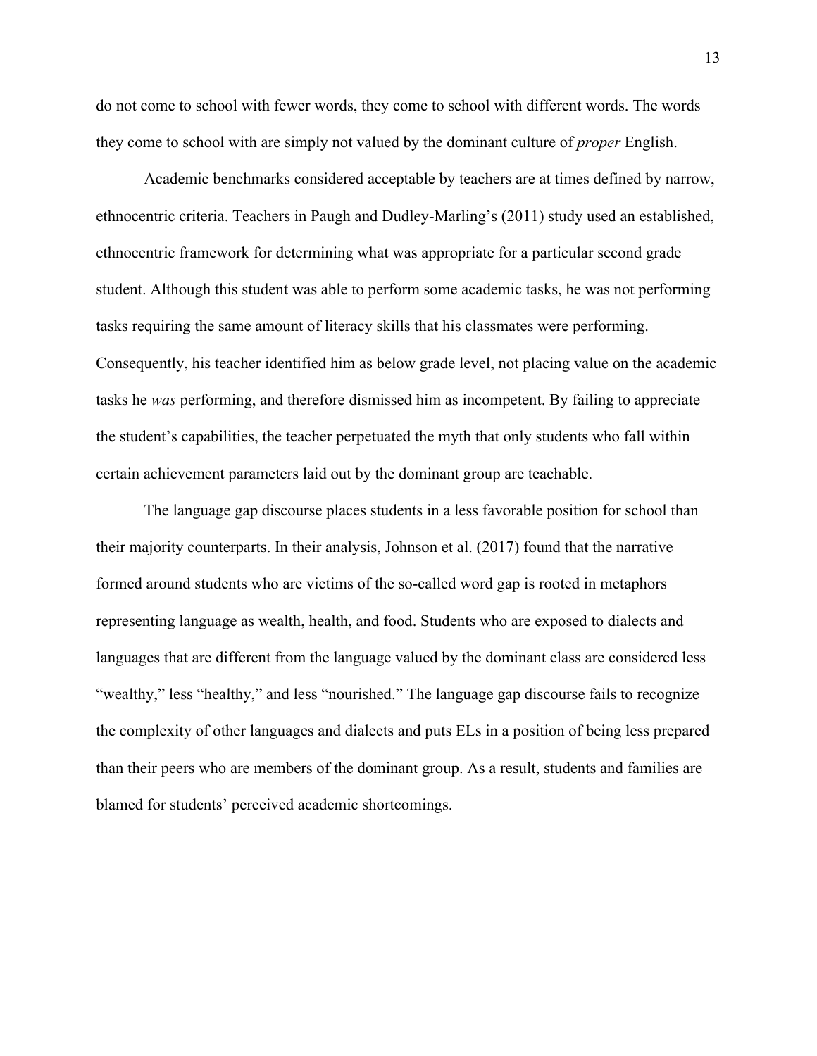do not come to school with fewer words, they come to school with different words. The words they come to school with are simply not valued by the dominant culture of *proper* English.

Academic benchmarks considered acceptable by teachers are at times defined by narrow, ethnocentric criteria. Teachers in Paugh and Dudley-Marling's (2011) study used an established, ethnocentric framework for determining what was appropriate for a particular second grade student. Although this student was able to perform some academic tasks, he was not performing tasks requiring the same amount of literacy skills that his classmates were performing. Consequently, his teacher identified him as below grade level, not placing value on the academic tasks he *was* performing, and therefore dismissed him as incompetent. By failing to appreciate the student's capabilities, the teacher perpetuated the myth that only students who fall within certain achievement parameters laid out by the dominant group are teachable.

The language gap discourse places students in a less favorable position for school than their majority counterparts. In their analysis, Johnson et al. (2017) found that the narrative formed around students who are victims of the so-called word gap is rooted in metaphors representing language as wealth, health, and food. Students who are exposed to dialects and languages that are different from the language valued by the dominant class are considered less "wealthy," less "healthy," and less "nourished." The language gap discourse fails to recognize the complexity of other languages and dialects and puts ELs in a position of being less prepared than their peers who are members of the dominant group. As a result, students and families are blamed for students' perceived academic shortcomings.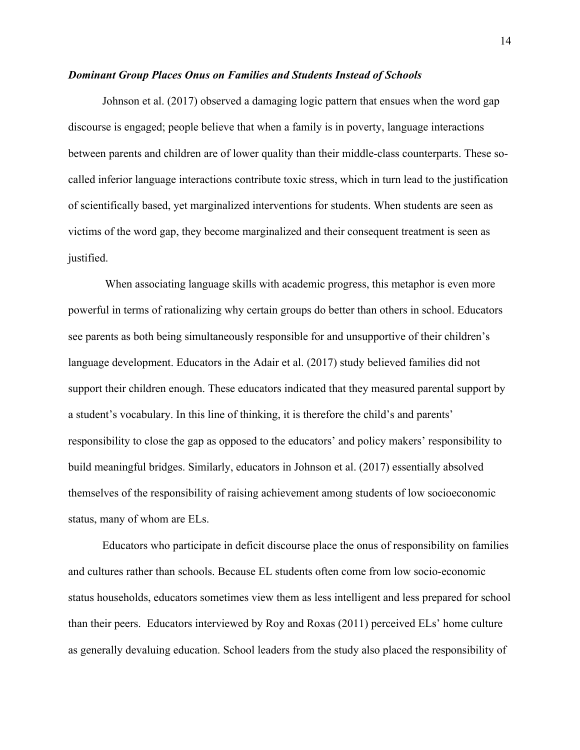### ***Dominant Group Places Onus on Families and Students Instead of Schools***

Johnson et al. (2017) observed a damaging logic pattern that ensues when the word gap discourse is engaged; people believe that when a family is in poverty, language interactions between parents and children are of lower quality than their middle-class counterparts. These so-called inferior language interactions contribute toxic stress, which in turn lead to the justification of scientifically based, yet marginalized interventions for students. When students are seen as victims of the word gap, they become marginalized and their consequent treatment is seen as justified.

When associating language skills with academic progress, this metaphor is even more powerful in terms of rationalizing why certain groups do better than others in school. Educators see parents as both being simultaneously responsible for and unsupportive of their children's language development. Educators in the Adair et al. (2017) study believed families did not support their children enough. These educators indicated that they measured parental support by a student's vocabulary. In this line of thinking, it is therefore the child's and parents' responsibility to close the gap as opposed to the educators' and policy makers' responsibility to build meaningful bridges. Similarly, educators in Johnson et al. (2017) essentially absolved themselves of the responsibility of raising achievement among students of low socioeconomic status, many of whom are ELs.

Educators who participate in deficit discourse place the onus of responsibility on families and cultures rather than schools. Because EL students often come from low socio-economic status households, educators sometimes view them as less intelligent and less prepared for school than their peers. Educators interviewed by Roy and Roxas (2011) perceived ELs' home culture as generally devaluing education. School leaders from the study also placed the responsibility of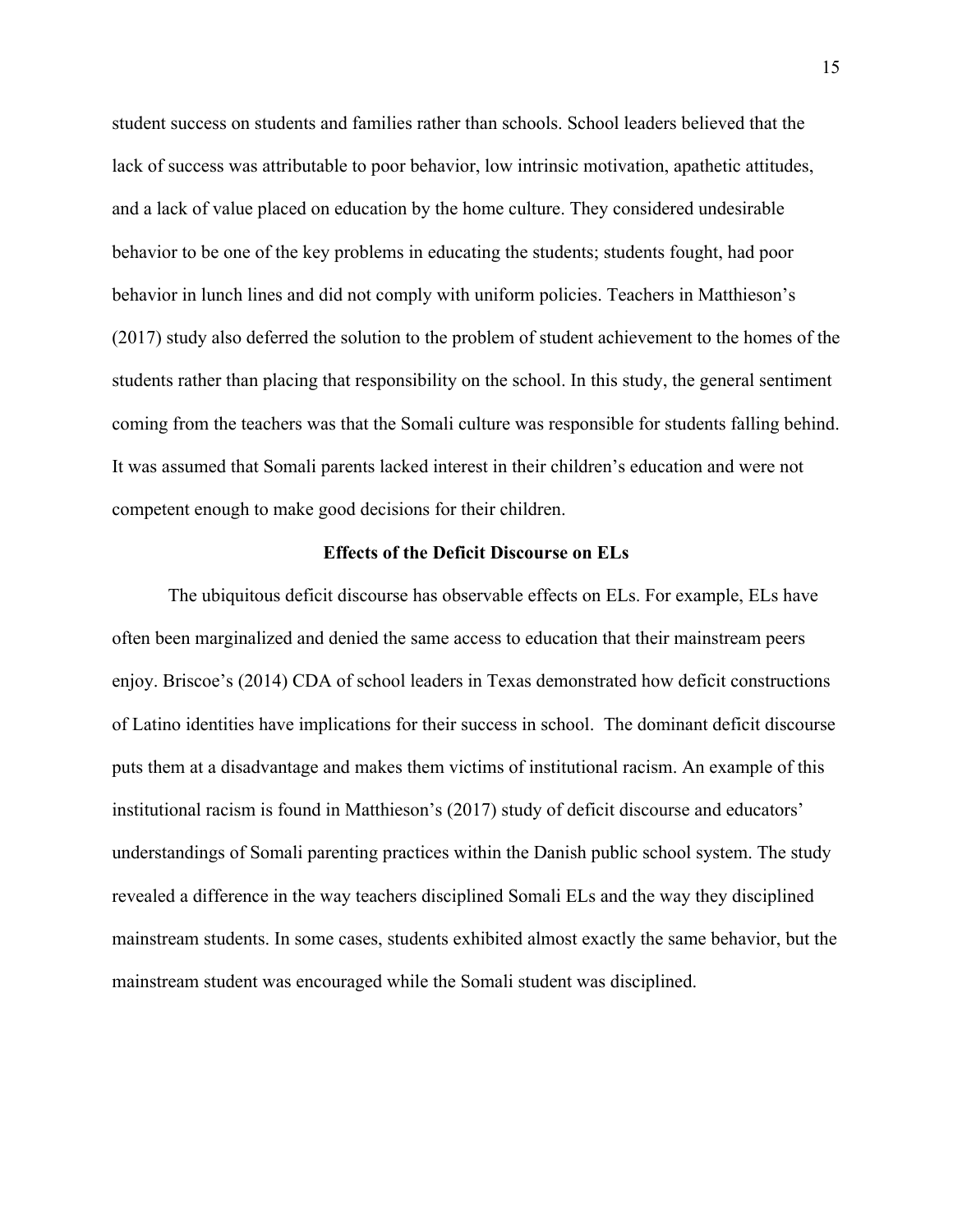student success on students and families rather than schools. School leaders believed that the lack of success was attributable to poor behavior, low intrinsic motivation, apathetic attitudes, and a lack of value placed on education by the home culture. They considered undesirable behavior to be one of the key problems in educating the students; students fought, had poor behavior in lunch lines and did not comply with uniform policies. Teachers in Matthieson's (2017) study also deferred the solution to the problem of student achievement to the homes of the students rather than placing that responsibility on the school. In this study, the general sentiment coming from the teachers was that the Somali culture was responsible for students falling behind. It was assumed that Somali parents lacked interest in their children's education and were not competent enough to make good decisions for their children.

## Effects of the Deficit Discourse on ELs

The ubiquitous deficit discourse has observable effects on ELs. For example, ELs have often been marginalized and denied the same access to education that their mainstream peers enjoy. Briscoe's (2014) CDA of school leaders in Texas demonstrated how deficit constructions of Latino identities have implications for their success in school. The dominant deficit discourse puts them at a disadvantage and makes them victims of institutional racism. An example of this institutional racism is found in Matthieson's (2017) study of deficit discourse and educators' understandings of Somali parenting practices within the Danish public school system. The study revealed a difference in the way teachers disciplined Somali ELs and the way they disciplined mainstream students. In some cases, students exhibited almost exactly the same behavior, but the mainstream student was encouraged while the Somali student was disciplined.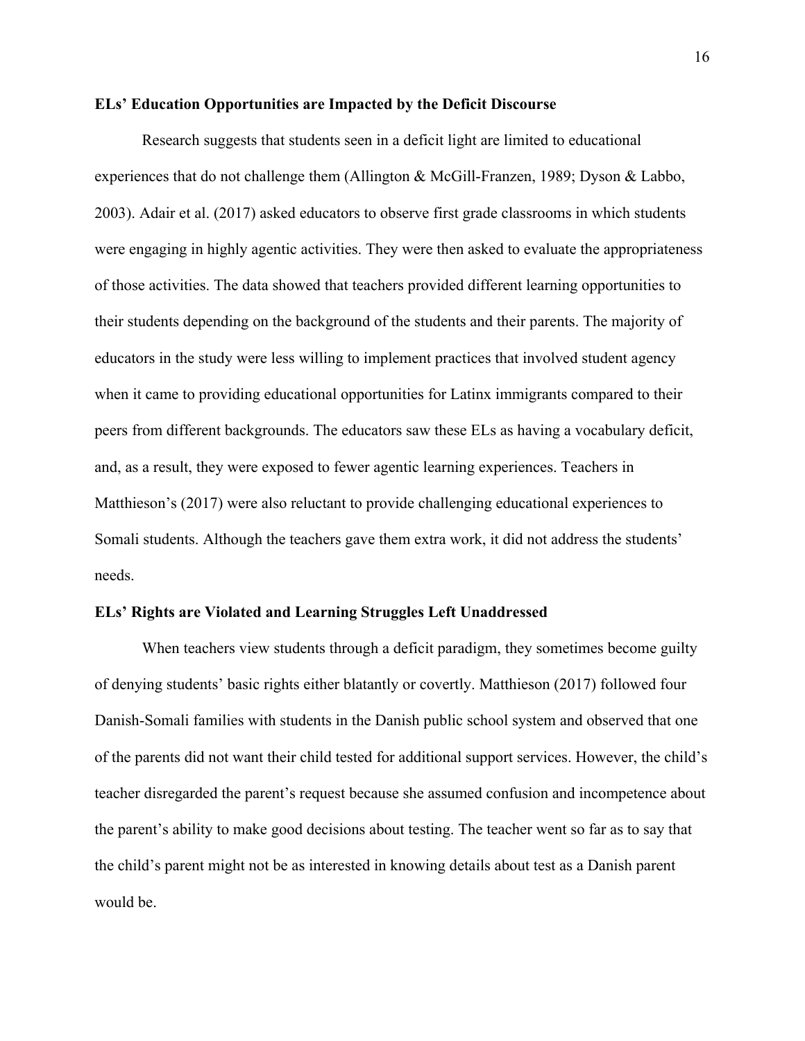### ELs' Education Opportunities are Impacted by the Deficit Discourse

Research suggests that students seen in a deficit light are limited to educational experiences that do not challenge them (Allington & McGill-Franzen, 1989; Dyson & Labbo, 2003). Adair et al. (2017) asked educators to observe first grade classrooms in which students were engaging in highly agentic activities. They were then asked to evaluate the appropriateness of those activities. The data showed that teachers provided different learning opportunities to their students depending on the background of the students and their parents. The majority of educators in the study were less willing to implement practices that involved student agency when it came to providing educational opportunities for Latinx immigrants compared to their peers from different backgrounds. The educators saw these ELs as having a vocabulary deficit, and, as a result, they were exposed to fewer agentic learning experiences. Teachers in Matthieson's (2017) were also reluctant to provide challenging educational experiences to Somali students. Although the teachers gave them extra work, it did not address the students' needs.

### ELs' Rights are Violated and Learning Struggles Left Unaddressed

When teachers view students through a deficit paradigm, they sometimes become guilty of denying students' basic rights either blatantly or covertly. Matthieson (2017) followed four Danish-Somali families with students in the Danish public school system and observed that one of the parents did not want their child tested for additional support services. However, the child's teacher disregarded the parent's request because she assumed confusion and incompetence about the parent's ability to make good decisions about testing. The teacher went so far as to say that the child's parent might not be as interested in knowing details about test as a Danish parent would be.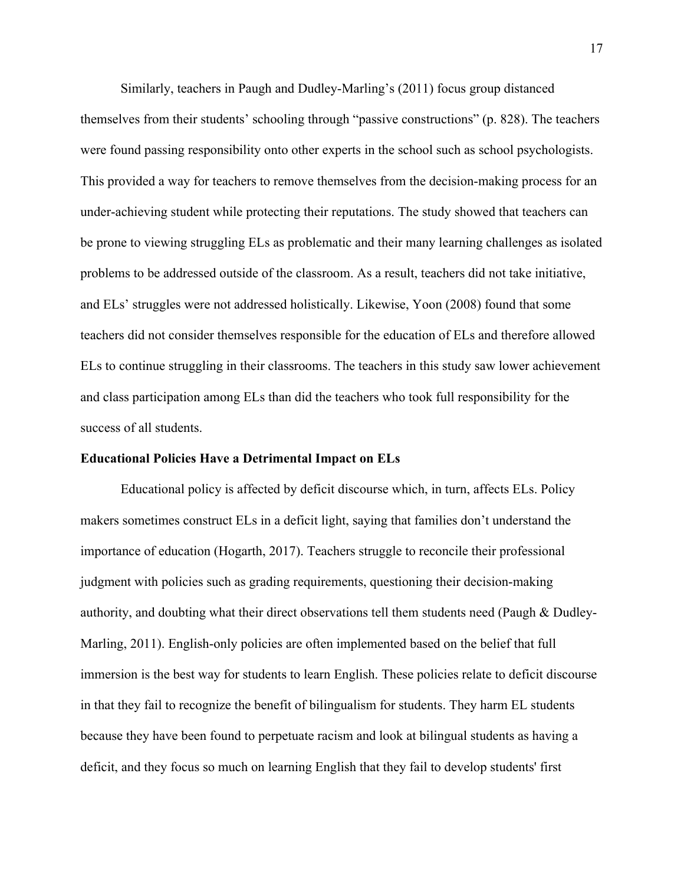Similarly, teachers in Paugh and Dudley-Marling's (2011) focus group distanced themselves from their students' schooling through "passive constructions" (p. 828). The teachers were found passing responsibility onto other experts in the school such as school psychologists. This provided a way for teachers to remove themselves from the decision-making process for an under-achieving student while protecting their reputations. The study showed that teachers can be prone to viewing struggling ELs as problematic and their many learning challenges as isolated problems to be addressed outside of the classroom. As a result, teachers did not take initiative, and ELs' struggles were not addressed holistically. Likewise, Yoon (2008) found that some teachers did not consider themselves responsible for the education of ELs and therefore allowed ELs to continue struggling in their classrooms. The teachers in this study saw lower achievement and class participation among ELs than did the teachers who took full responsibility for the success of all students.

## Educational Policies Have a Detrimental Impact on ELs

Educational policy is affected by deficit discourse which, in turn, affects ELs. Policy makers sometimes construct ELs in a deficit light, saying that families don't understand the importance of education (Hogarth, 2017). Teachers struggle to reconcile their professional judgment with policies such as grading requirements, questioning their decision-making authority, and doubting what their direct observations tell them students need (Paugh & Dudley-Marling, 2011). English-only policies are often implemented based on the belief that full immersion is the best way for students to learn English. These policies relate to deficit discourse in that they fail to recognize the benefit of bilingualism for students. They harm EL students because they have been found to perpetuate racism and look at bilingual students as having a deficit, and they focus so much on learning English that they fail to develop students' first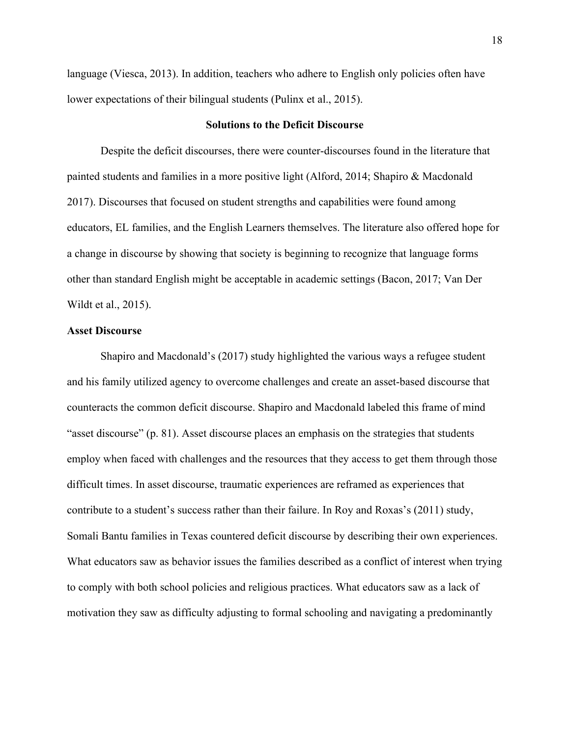language (Viesca, 2013). In addition, teachers who adhere to English only policies often have lower expectations of their bilingual students (Pulinx et al., 2015).

## Solutions to the Deficit Discourse

Despite the deficit discourses, there were counter-discourses found in the literature that painted students and families in a more positive light (Alford, 2014; Shapiro & Macdonald 2017). Discourses that focused on student strengths and capabilities were found among educators, EL families, and the English Learners themselves. The literature also offered hope for a change in discourse by showing that society is beginning to recognize that language forms other than standard English might be acceptable in academic settings (Bacon, 2017; Van Der Wildt et al., 2015).

### Asset Discourse

Shapiro and Macdonald's (2017) study highlighted the various ways a refugee student and his family utilized agency to overcome challenges and create an asset-based discourse that counteracts the common deficit discourse. Shapiro and Macdonald labeled this frame of mind "asset discourse" (p. 81). Asset discourse places an emphasis on the strategies that students employ when faced with challenges and the resources that they access to get them through those difficult times. In asset discourse, traumatic experiences are reframed as experiences that contribute to a student's success rather than their failure. In Roy and Roxas's (2011) study, Somali Bantu families in Texas countered deficit discourse by describing their own experiences. What educators saw as behavior issues the families described as a conflict of interest when trying to comply with both school policies and religious practices. What educators saw as a lack of motivation they saw as difficulty adjusting to formal schooling and navigating a predominantly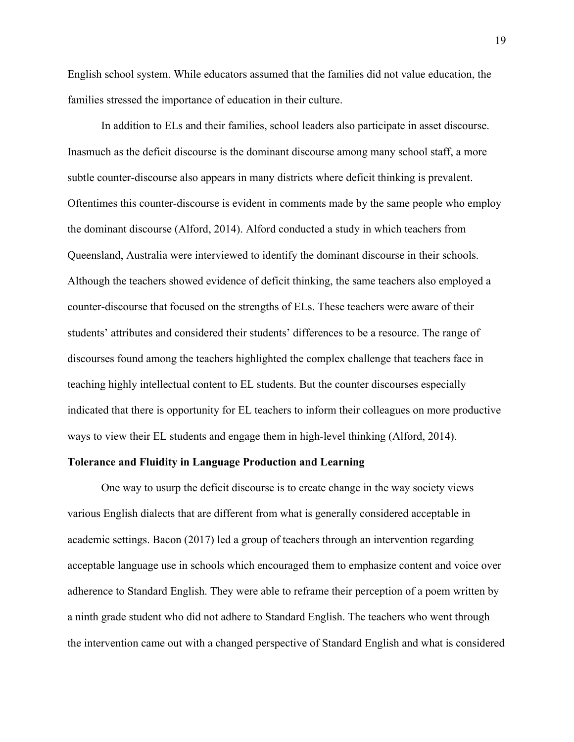English school system. While educators assumed that the families did not value education, the families stressed the importance of education in their culture.

In addition to ELs and their families, school leaders also participate in asset discourse. Inasmuch as the deficit discourse is the dominant discourse among many school staff, a more subtle counter-discourse also appears in many districts where deficit thinking is prevalent. Oftentimes this counter-discourse is evident in comments made by the same people who employ the dominant discourse (Alford, 2014). Alford conducted a study in which teachers from Queensland, Australia were interviewed to identify the dominant discourse in their schools. Although the teachers showed evidence of deficit thinking, the same teachers also employed a counter-discourse that focused on the strengths of ELs. These teachers were aware of their students' attributes and considered their students' differences to be a resource. The range of discourses found among the teachers highlighted the complex challenge that teachers face in teaching highly intellectual content to EL students. But the counter discourses especially indicated that there is opportunity for EL teachers to inform their colleagues on more productive ways to view their EL students and engage them in high-level thinking (Alford, 2014).

**Tolerance and Fluidity in Language Production and Learning**

One way to usurp the deficit discourse is to create change in the way society views various English dialects that are different from what is generally considered acceptable in academic settings. Bacon (2017) led a group of teachers through an intervention regarding acceptable language use in schools which encouraged them to emphasize content and voice over adherence to Standard English. They were able to reframe their perception of a poem written by a ninth grade student who did not adhere to Standard English. The teachers who went through the intervention came out with a changed perspective of Standard English and what is considered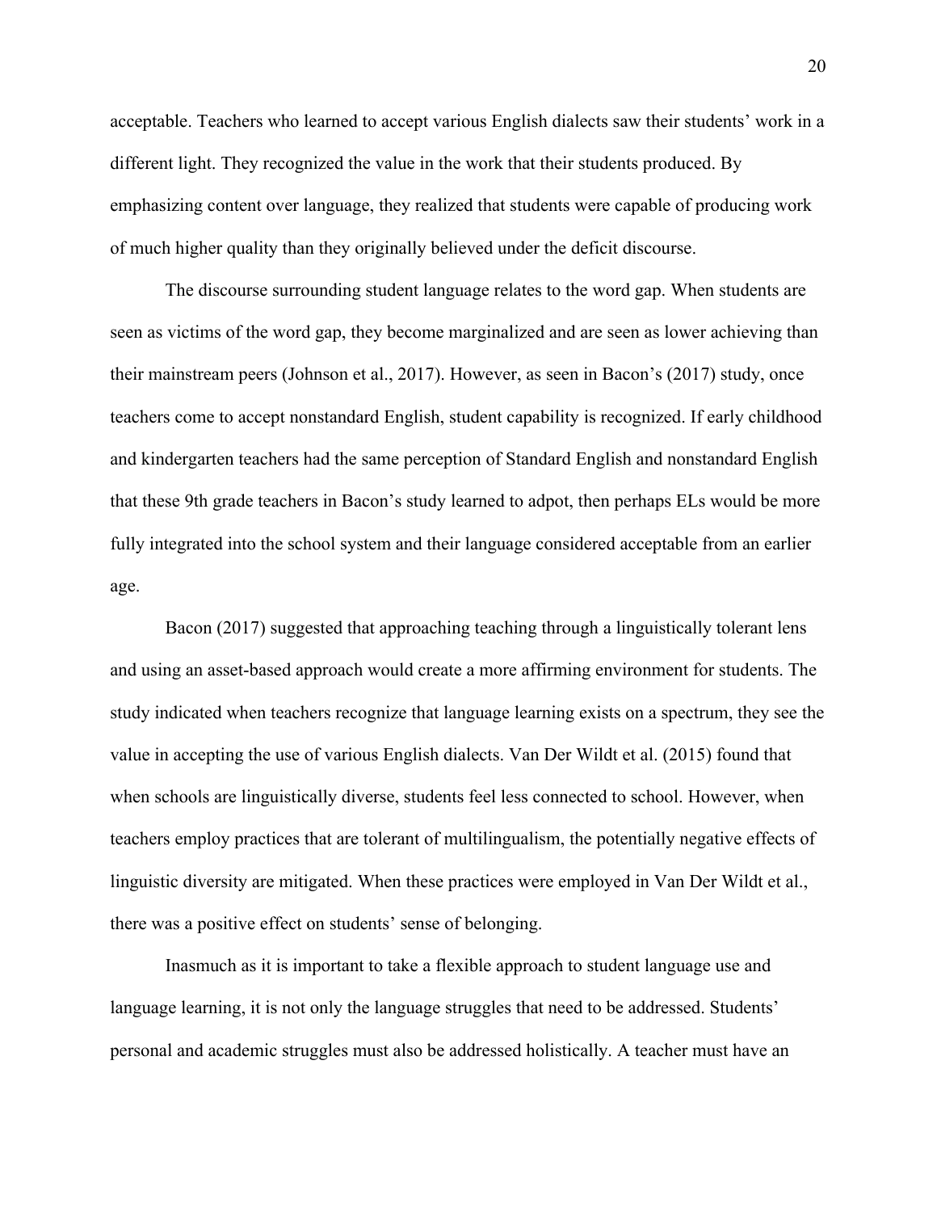acceptable. Teachers who learned to accept various English dialects saw their students' work in a different light. They recognized the value in the work that their students produced. By emphasizing content over language, they realized that students were capable of producing work of much higher quality than they originally believed under the deficit discourse.

The discourse surrounding student language relates to the word gap. When students are seen as victims of the word gap, they become marginalized and are seen as lower achieving than their mainstream peers (Johnson et al., 2017). However, as seen in Bacon's (2017) study, once teachers come to accept nonstandard English, student capability is recognized. If early childhood and kindergarten teachers had the same perception of Standard English and nonstandard English that these 9th grade teachers in Bacon's study learned to adpot, then perhaps ELs would be more fully integrated into the school system and their language considered acceptable from an earlier age.

Bacon (2017) suggested that approaching teaching through a linguistically tolerant lens and using an asset-based approach would create a more affirming environment for students. The study indicated when teachers recognize that language learning exists on a spectrum, they see the value in accepting the use of various English dialects. Van Der Wildt et al. (2015) found that when schools are linguistically diverse, students feel less connected to school. However, when teachers employ practices that are tolerant of multilingualism, the potentially negative effects of linguistic diversity are mitigated. When these practices were employed in Van Der Wildt et al., there was a positive effect on students' sense of belonging.

Inasmuch as it is important to take a flexible approach to student language use and language learning, it is not only the language struggles that need to be addressed. Students' personal and academic struggles must also be addressed holistically. A teacher must have an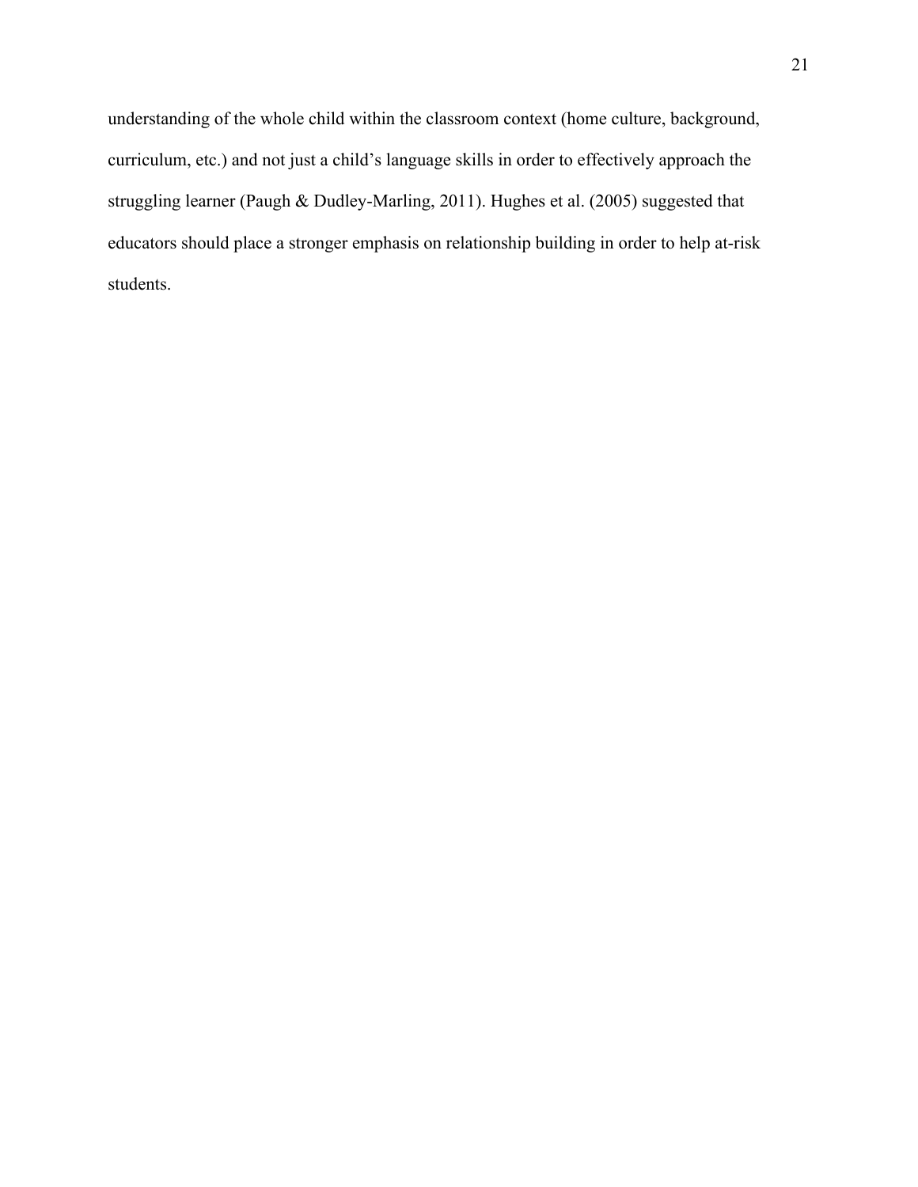understanding of the whole child within the classroom context (home culture, background, curriculum, etc.) and not just a child's language skills in order to effectively approach the struggling learner (Paugh & Dudley-Marling, 2011). Hughes et al. (2005) suggested that educators should place a stronger emphasis on relationship building in order to help at-risk students.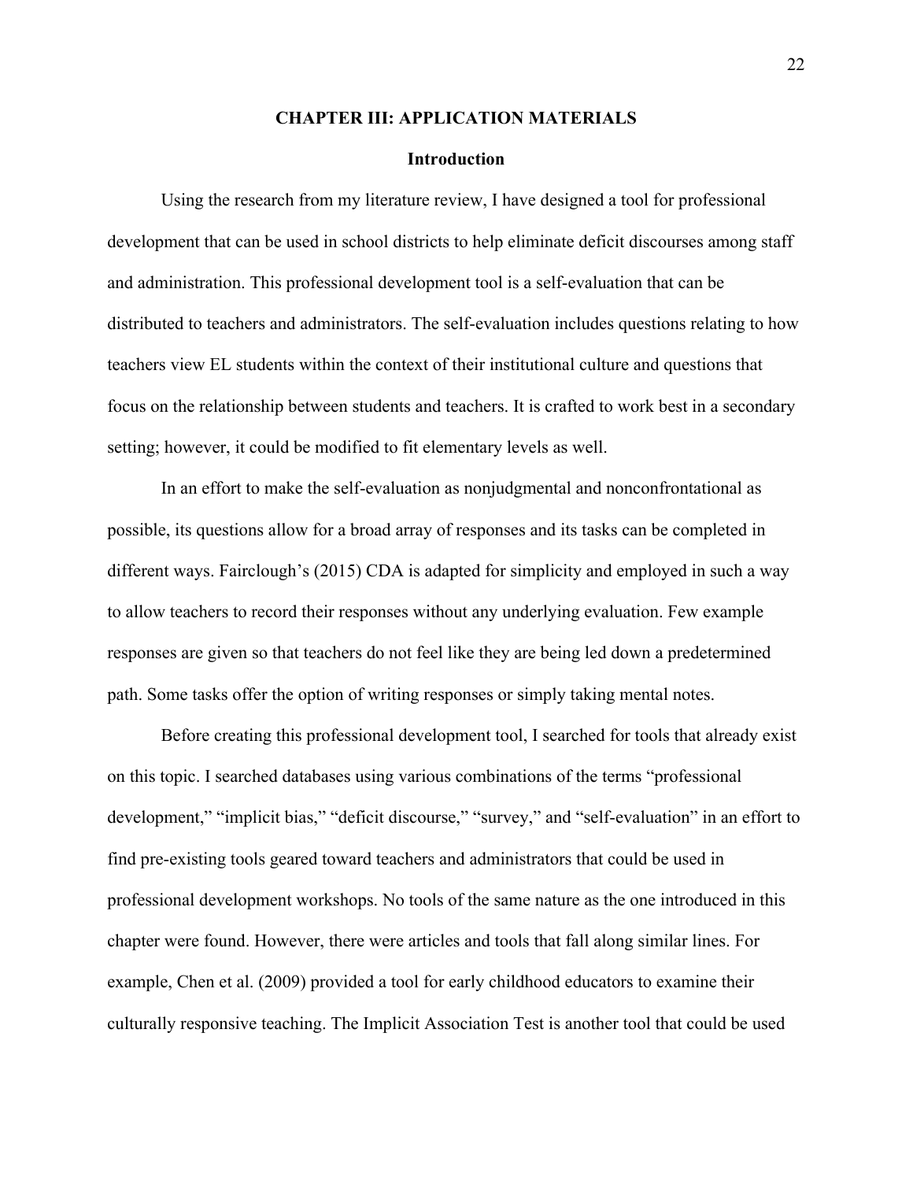# CHAPTER III: APPLICATION MATERIALS

## Introduction

Using the research from my literature review, I have designed a tool for professional development that can be used in school districts to help eliminate deficit discourses among staff and administration. This professional development tool is a self-evaluation that can be distributed to teachers and administrators. The self-evaluation includes questions relating to how teachers view EL students within the context of their institutional culture and questions that focus on the relationship between students and teachers. It is crafted to work best in a secondary setting; however, it could be modified to fit elementary levels as well.

In an effort to make the self-evaluation as nonjudgmental and nonconfrontational as possible, its questions allow for a broad array of responses and its tasks can be completed in different ways. Fairclough's (2015) CDA is adapted for simplicity and employed in such a way to allow teachers to record their responses without any underlying evaluation. Few example responses are given so that teachers do not feel like they are being led down a predetermined path. Some tasks offer the option of writing responses or simply taking mental notes.

Before creating this professional development tool, I searched for tools that already exist on this topic. I searched databases using various combinations of the terms "professional development," "implicit bias," "deficit discourse," "survey," and "self-evaluation" in an effort to find pre-existing tools geared toward teachers and administrators that could be used in professional development workshops. No tools of the same nature as the one introduced in this chapter were found. However, there were articles and tools that fall along similar lines. For example, Chen et al. (2009) provided a tool for early childhood educators to examine their culturally responsive teaching. The Implicit Association Test is another tool that could be used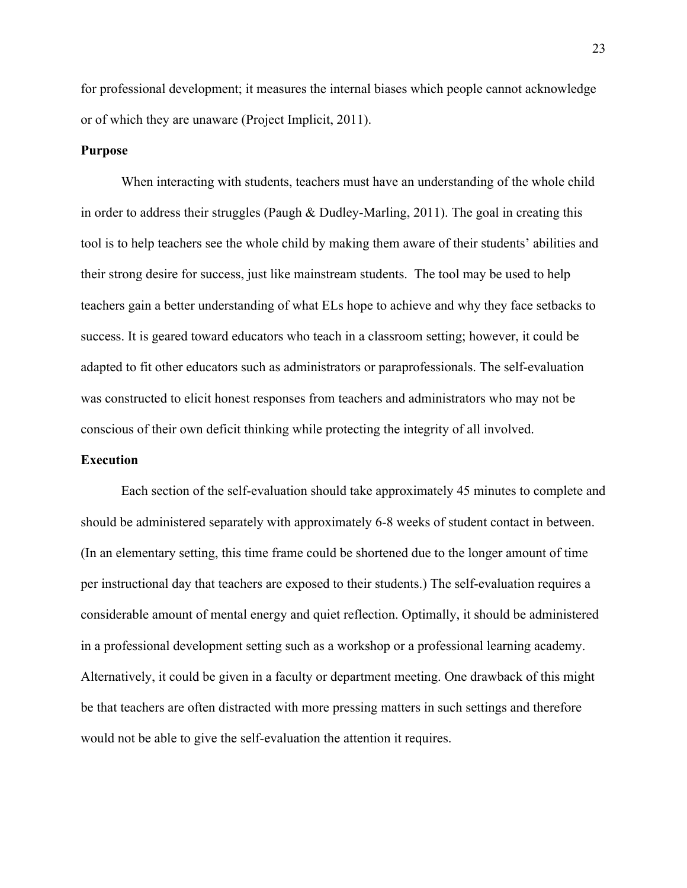for professional development; it measures the internal biases which people cannot acknowledge or of which they are unaware (Project Implicit, 2011).

**Purpose**

When interacting with students, teachers must have an understanding of the whole child in order to address their struggles (Paugh & Dudley-Marling, 2011). The goal in creating this tool is to help teachers see the whole child by making them aware of their students' abilities and their strong desire for success, just like mainstream students. The tool may be used to help teachers gain a better understanding of what ELs hope to achieve and why they face setbacks to success. It is geared toward educators who teach in a classroom setting; however, it could be adapted to fit other educators such as administrators or paraprofessionals. The self-evaluation was constructed to elicit honest responses from teachers and administrators who may not be conscious of their own deficit thinking while protecting the integrity of all involved.

**Execution**

Each section of the self-evaluation should take approximately 45 minutes to complete and should be administered separately with approximately 6-8 weeks of student contact in between. (In an elementary setting, this time frame could be shortened due to the longer amount of time per instructional day that teachers are exposed to their students.) The self-evaluation requires a considerable amount of mental energy and quiet reflection. Optimally, it should be administered in a professional development setting such as a workshop or a professional learning academy. Alternatively, it could be given in a faculty or department meeting. One drawback of this might be that teachers are often distracted with more pressing matters in such settings and therefore would not be able to give the self-evaluation the attention it requires.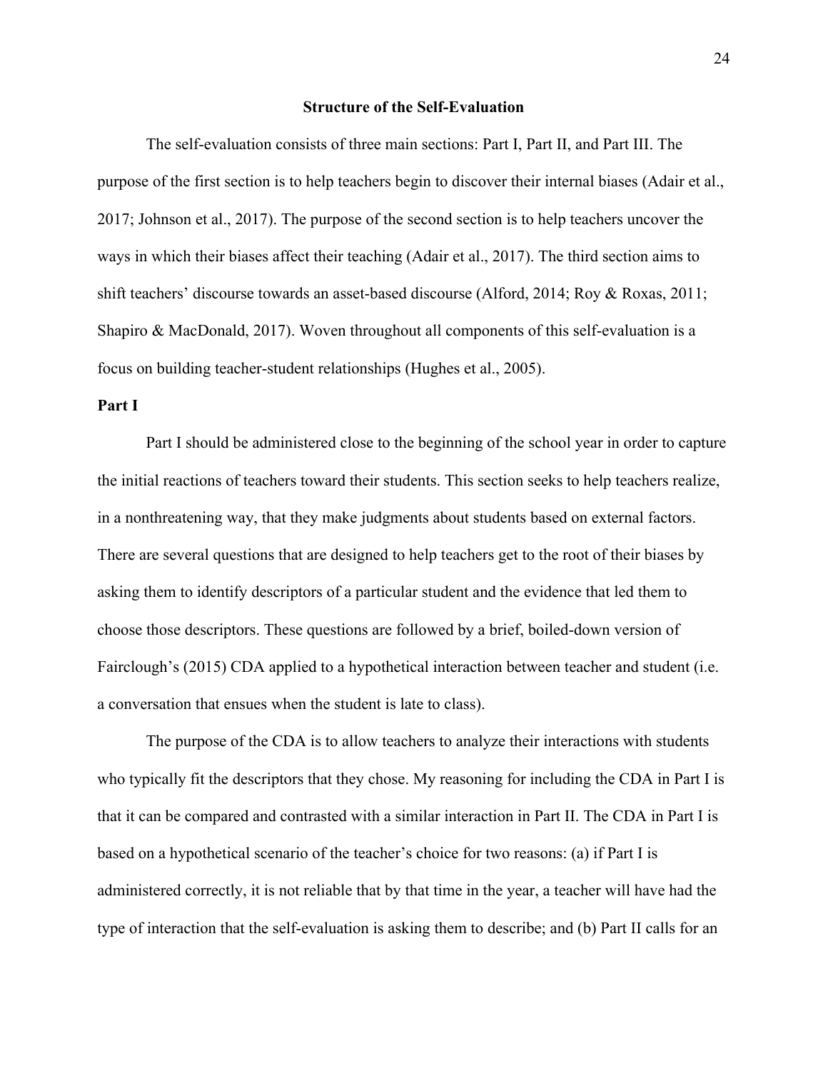## Structure of the Self-Evaluation

The self-evaluation consists of three main sections: Part I, Part II, and Part III. The purpose of the first section is to help teachers begin to discover their internal biases (Adair et al., 2017; Johnson et al., 2017). The purpose of the second section is to help teachers uncover the ways in which their biases affect their teaching (Adair et al., 2017). The third section aims to shift teachers' discourse towards an asset-based discourse (Alford, 2014; Roy & Roxas, 2011; Shapiro & MacDonald, 2017). Woven throughout all components of this self-evaluation is a focus on building teacher-student relationships (Hughes et al., 2005).

### Part I

Part I should be administered close to the beginning of the school year in order to capture the initial reactions of teachers toward their students. This section seeks to help teachers realize, in a nonthreatening way, that they make judgments about students based on external factors. There are several questions that are designed to help teachers get to the root of their biases by asking them to identify descriptors of a particular student and the evidence that led them to choose those descriptors. These questions are followed by a brief, boiled-down version of Fairclough's (2015) CDA applied to a hypothetical interaction between teacher and student (i.e. a conversation that ensues when the student is late to class).

The purpose of the CDA is to allow teachers to analyze their interactions with students who typically fit the descriptors that they chose. My reasoning for including the CDA in Part I is that it can be compared and contrasted with a similar interaction in Part II. The CDA in Part I is based on a hypothetical scenario of the teacher's choice for two reasons: (a) if Part I is administered correctly, it is not reliable that by that time in the year, a teacher will have had the type of interaction that the self-evaluation is asking them to describe; and (b) Part II calls for an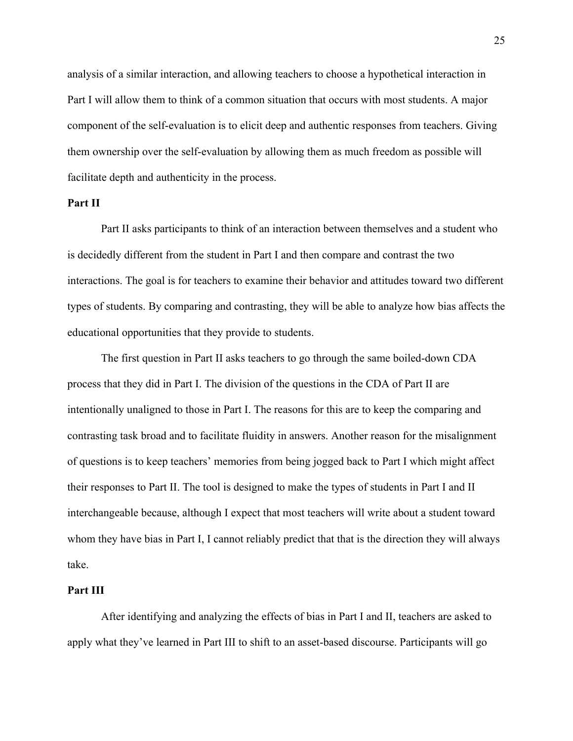analysis of a similar interaction, and allowing teachers to choose a hypothetical interaction in Part I will allow them to think of a common situation that occurs with most students. A major component of the self-evaluation is to elicit deep and authentic responses from teachers. Giving them ownership over the self-evaluation by allowing them as much freedom as possible will facilitate depth and authenticity in the process.

**Part II**

Part II asks participants to think of an interaction between themselves and a student who is decidedly different from the student in Part I and then compare and contrast the two interactions. The goal is for teachers to examine their behavior and attitudes toward two different types of students. By comparing and contrasting, they will be able to analyze how bias affects the educational opportunities that they provide to students.

The first question in Part II asks teachers to go through the same boiled-down CDA process that they did in Part I. The division of the questions in the CDA of Part II are intentionally unaligned to those in Part I. The reasons for this are to keep the comparing and contrasting task broad and to facilitate fluidity in answers. Another reason for the misalignment of questions is to keep teachers' memories from being jogged back to Part I which might affect their responses to Part II. The tool is designed to make the types of students in Part I and II interchangeable because, although I expect that most teachers will write about a student toward whom they have bias in Part I, I cannot reliably predict that that is the direction they will always take.

**Part III**

After identifying and analyzing the effects of bias in Part I and II, teachers are asked to apply what they've learned in Part III to shift to an asset-based discourse. Participants will go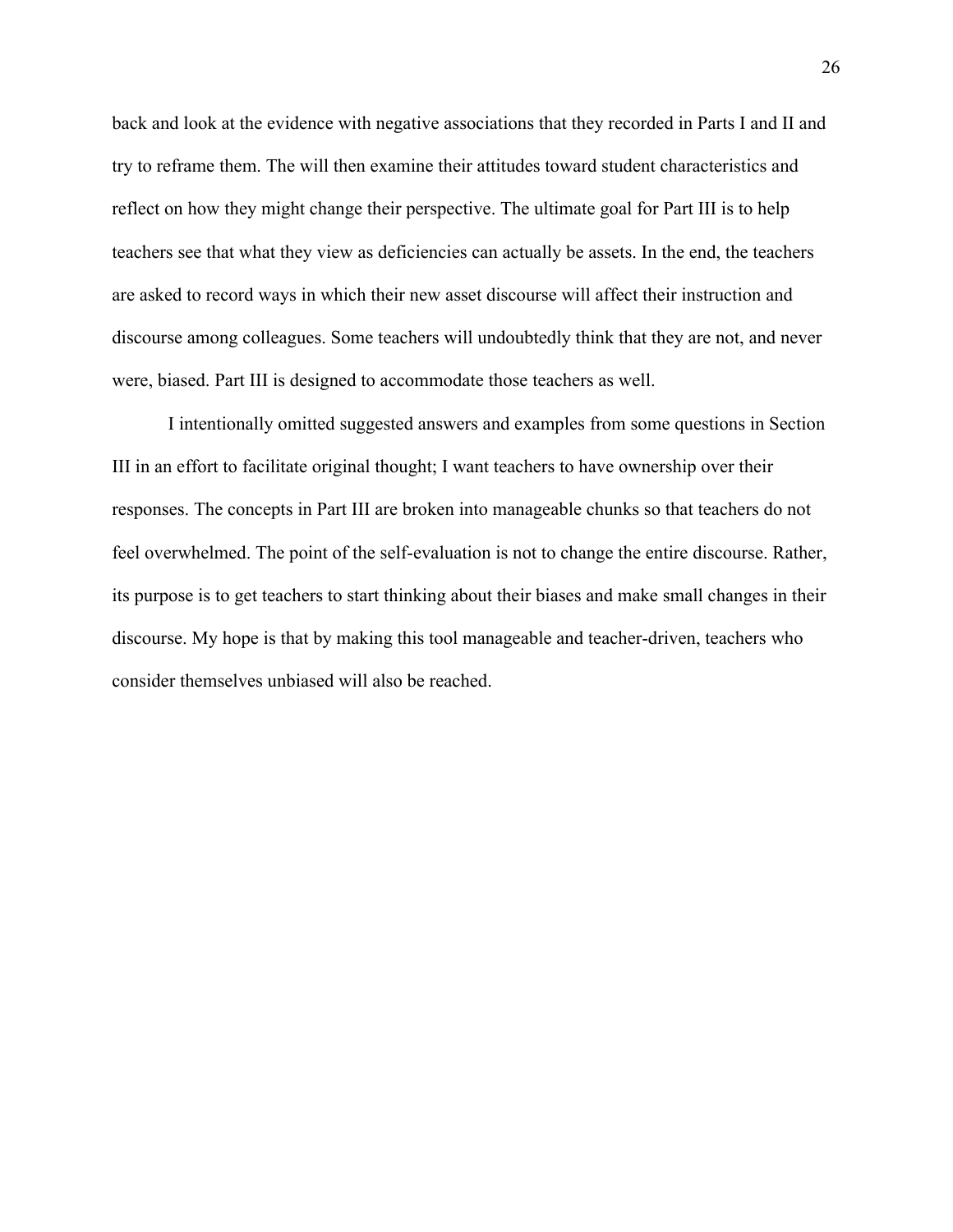back and look at the evidence with negative associations that they recorded in Parts I and II and try to reframe them. The will then examine their attitudes toward student characteristics and reflect on how they might change their perspective. The ultimate goal for Part III is to help teachers see that what they view as deficiencies can actually be assets. In the end, the teachers are asked to record ways in which their new asset discourse will affect their instruction and discourse among colleagues. Some teachers will undoubtedly think that they are not, and never were, biased. Part III is designed to accommodate those teachers as well.

I intentionally omitted suggested answers and examples from some questions in Section III in an effort to facilitate original thought; I want teachers to have ownership over their responses. The concepts in Part III are broken into manageable chunks so that teachers do not feel overwhelmed. The point of the self-evaluation is not to change the entire discourse. Rather, its purpose is to get teachers to start thinking about their biases and make small changes in their discourse. My hope is that by making this tool manageable and teacher-driven, teachers who consider themselves unbiased will also be reached.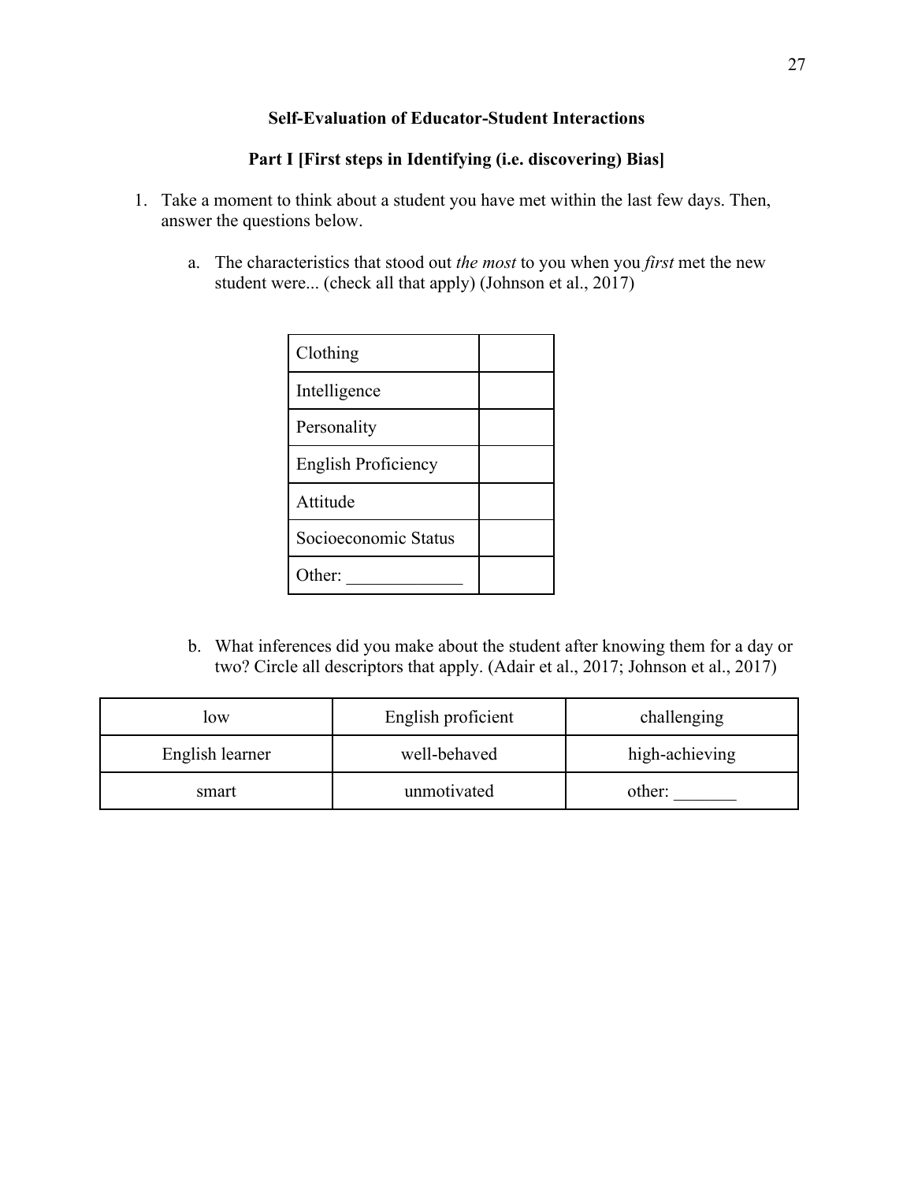**Self-Evaluation of Educator-Student Interactions**

**Part I [First steps in Identifying (i.e. discovering) Bias]**

1. Take a moment to think about a student you have met within the last few days. Then, answer the questions below.

   a. The characteristics that stood out *the most* to you when you *first* met the new student were... (check all that apply) (Johnson et al., 2017)

| | |
|---|---|
| Clothing | |
| Intelligence | |
| Personality | |
| English Proficiency | |
| Attitude | |
| Socioeconomic Status | |
| Other: _____________ | |

   b. What inferences did you make about the student after knowing them for a day or two? Circle all descriptors that apply. (Adair et al., 2017; Johnson et al., 2017)

| | | |
|---|---|---|
| low | English proficient | challenging |
| English learner | well-behaved | high-achieving |
| smart | unmotivated | other: _______ |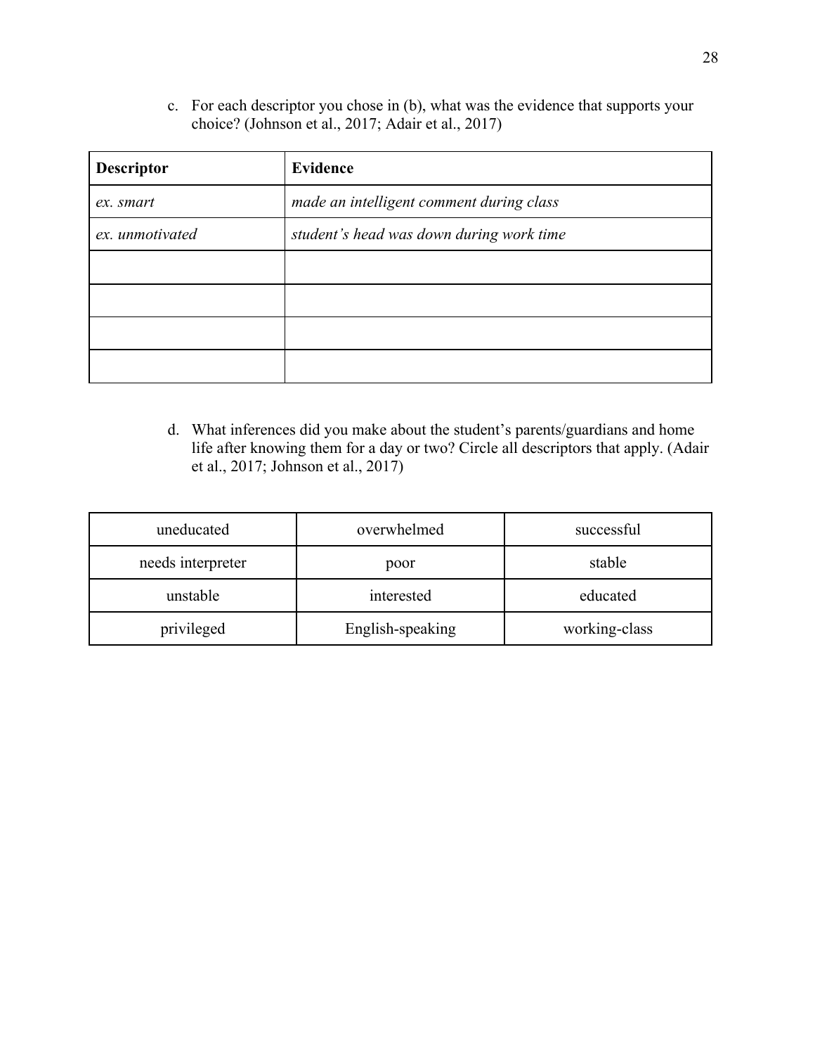c. For each descriptor you chose in (b), what was the evidence that supports your choice? (Johnson et al., 2017; Adair et al., 2017)

| **Descriptor** | **Evidence** |
|---|---|
| *ex. smart* | *made an intelligent comment during class* |
| *ex. unmotivated* | *student's head was down during work time* |
| | |
| | |
| | |
| | |

d. What inferences did you make about the student's parents/guardians and home life after knowing them for a day or two? Circle all descriptors that apply. (Adair et al., 2017; Johnson et al., 2017)

| | | |
|---|---|---|
| uneducated | overwhelmed | successful |
| needs interpreter | poor | stable |
| unstable | interested | educated |
| privileged | English-speaking | working-class |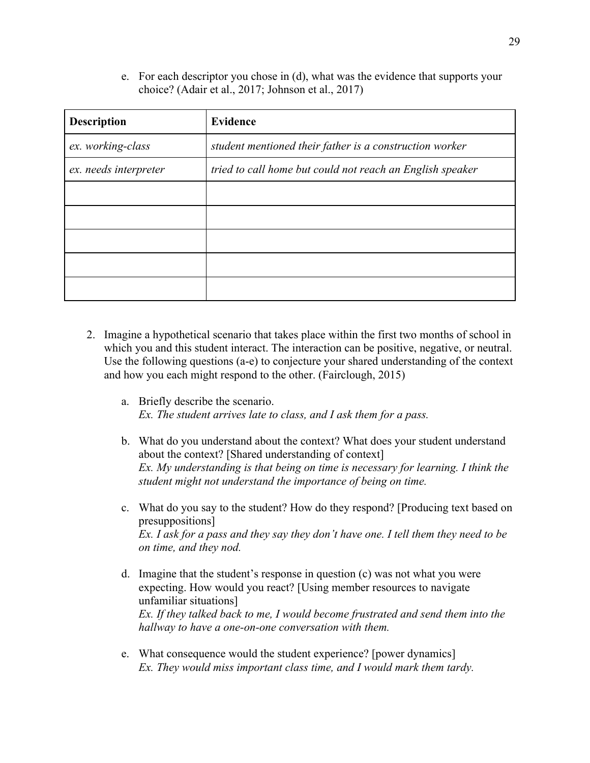e. For each descriptor you chose in (d), what was the evidence that supports your choice? (Adair et al., 2017; Johnson et al., 2017)

| Description | Evidence |
|---|---|
| *ex. working-class* | *student mentioned their father is a construction worker* |
| *ex. needs interpreter* | *tried to call home but could not reach an English speaker* |
| | |
| | |
| | |
| | |
| | |

2. Imagine a hypothetical scenario that takes place within the first two months of school in which you and this student interact. The interaction can be positive, negative, or neutral. Use the following questions (a-e) to conjecture your shared understanding of the context and how you each might respond to the other. (Fairclough, 2015)

   a. Briefly describe the scenario.
   *Ex. The student arrives late to class, and I ask them for a pass.*

   b. What do you understand about the context? What does your student understand about the context? [Shared understanding of context]
   *Ex. My understanding is that being on time is necessary for learning. I think the student might not understand the importance of being on time.*

   c. What do you say to the student? How do they respond? [Producing text based on presuppositions]
   *Ex. I ask for a pass and they say they don't have one. I tell them they need to be on time, and they nod.*

   d. Imagine that the student's response in question (c) was not what you were expecting. How would you react? [Using member resources to navigate unfamiliar situations]
   *Ex. If they talked back to me, I would become frustrated and send them into the hallway to have a one-on-one conversation with them.*

   e. What consequence would the student experience? [power dynamics]
   *Ex. They would miss important class time, and I would mark them tardy.*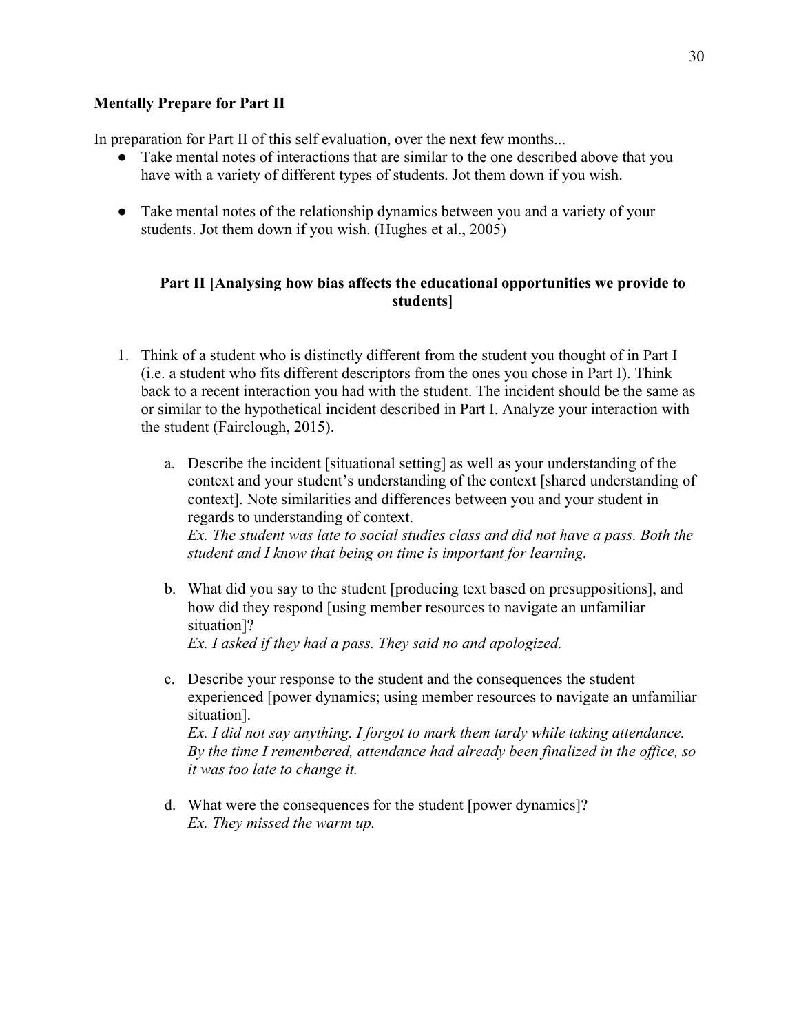**Mentally Prepare for Part II**

In preparation for Part II of this self evaluation, over the next few months...

- Take mental notes of interactions that are similar to the one described above that you have with a variety of different types of students. Jot them down if you wish.
- Take mental notes of the relationship dynamics between you and a variety of your students. Jot them down if you wish. (Hughes et al., 2005)

**Part II [Analysing how bias affects the educational opportunities we provide to students]**

1. Think of a student who is distinctly different from the student you thought of in Part I (i.e. a student who fits different descriptors from the ones you chose in Part I). Think back to a recent interaction you had with the student. The incident should be the same as or similar to the hypothetical incident described in Part I. Analyze your interaction with the student (Fairclough, 2015).

    a. Describe the incident [situational setting] as well as your understanding of the context and your student's understanding of the context [shared understanding of context]. Note similarities and differences between you and your student in regards to understanding of context.
    *Ex. The student was late to social studies class and did not have a pass. Both the student and I know that being on time is important for learning.*

    b. What did you say to the student [producing text based on presuppositions], and how did they respond [using member resources to navigate an unfamiliar situation]?
    *Ex. I asked if they had a pass. They said no and apologized.*

    c. Describe your response to the student and the consequences the student experienced [power dynamics; using member resources to navigate an unfamiliar situation].
    *Ex. I did not say anything. I forgot to mark them tardy while taking attendance. By the time I remembered, attendance had already been finalized in the office, so it was too late to change it.*

    d. What were the consequences for the student [power dynamics]?
    *Ex. They missed the warm up.*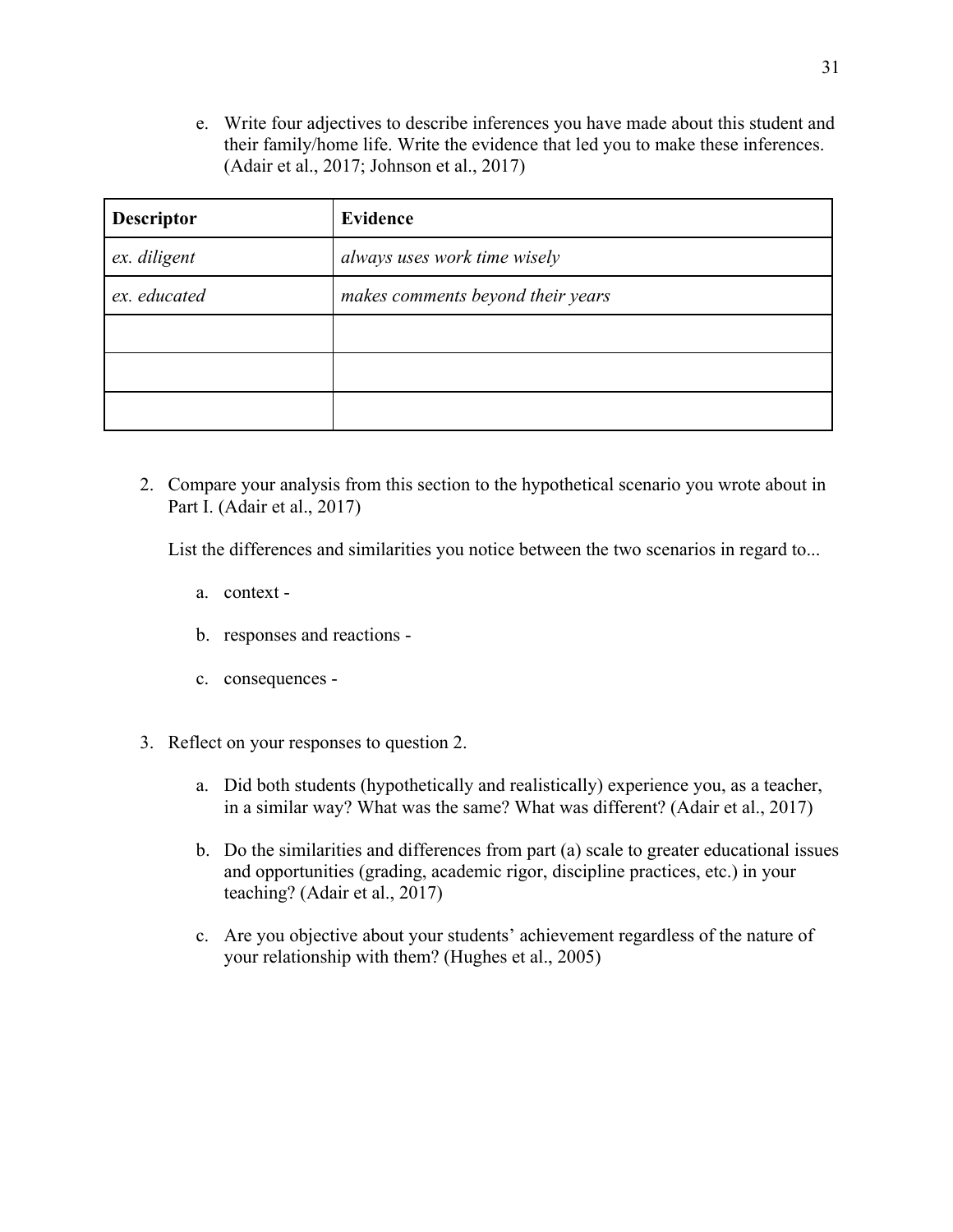e. Write four adjectives to describe inferences you have made about this student and their family/home life. Write the evidence that led you to make these inferences. (Adair et al., 2017; Johnson et al., 2017)

| **Descriptor** | **Evidence** |
|---|---|
| *ex. diligent* | *always uses work time wisely* |
| *ex. educated* | *makes comments beyond their years* |
| | |
| | |
| | |

2. Compare your analysis from this section to the hypothetical scenario you wrote about in Part I. (Adair et al., 2017)

   List the differences and similarities you notice between the two scenarios in regard to...

   a. context -

   b. responses and reactions -

   c. consequences -

3. Reflect on your responses to question 2.

   a. Did both students (hypothetically and realistically) experience you, as a teacher, in a similar way? What was the same? What was different? (Adair et al., 2017)

   b. Do the similarities and differences from part (a) scale to greater educational issues and opportunities (grading, academic rigor, discipline practices, etc.) in your teaching? (Adair et al., 2017)

   c. Are you objective about your students' achievement regardless of the nature of your relationship with them? (Hughes et al., 2005)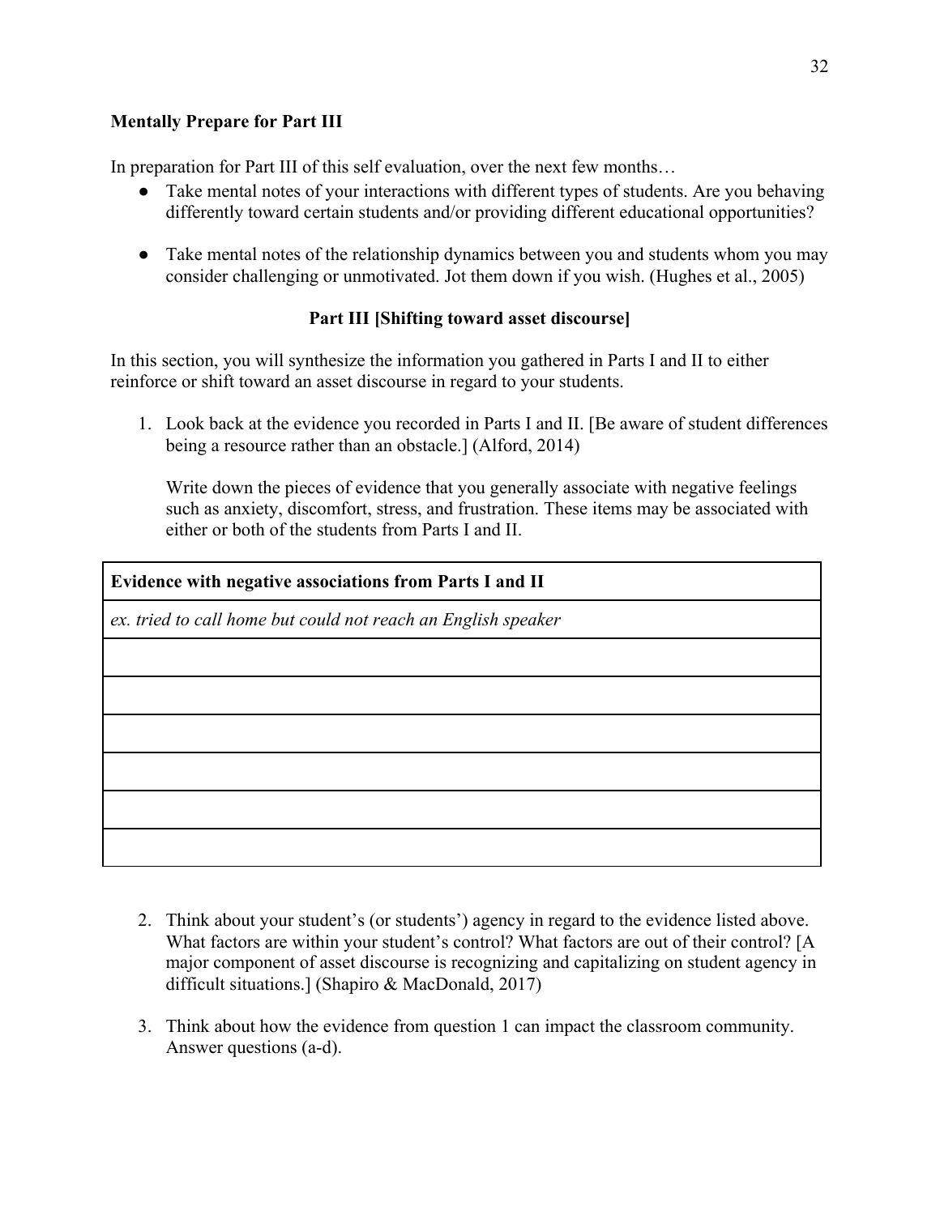**Mentally Prepare for Part III**

In preparation for Part III of this self evaluation, over the next few months…

- Take mental notes of your interactions with different types of students. Are you behaving differently toward certain students and/or providing different educational opportunities?

- Take mental notes of the relationship dynamics between you and students whom you may consider challenging or unmotivated. Jot them down if you wish. (Hughes et al., 2005)

**Part III [Shifting toward asset discourse]**

In this section, you will synthesize the information you gathered in Parts I and II to either reinforce or shift toward an asset discourse in regard to your students.

1. Look back at the evidence you recorded in Parts I and II. [Be aware of student differences being a resource rather than an obstacle.] (Alford, 2014)

   Write down the pieces of evidence that you generally associate with negative feelings such as anxiety, discomfort, stress, and frustration. These items may be associated with either or both of the students from Parts I and II.

| **Evidence with negative associations from Parts I and II** |
| --- |
| *ex. tried to call home but could not reach an English speaker* |
| |
| |
| |
| |
| |
| |

2. Think about your student's (or students') agency in regard to the evidence listed above. What factors are within your student's control? What factors are out of their control? [A major component of asset discourse is recognizing and capitalizing on student agency in difficult situations.] (Shapiro & MacDonald, 2017)

3. Think about how the evidence from question 1 can impact the classroom community. Answer questions (a-d).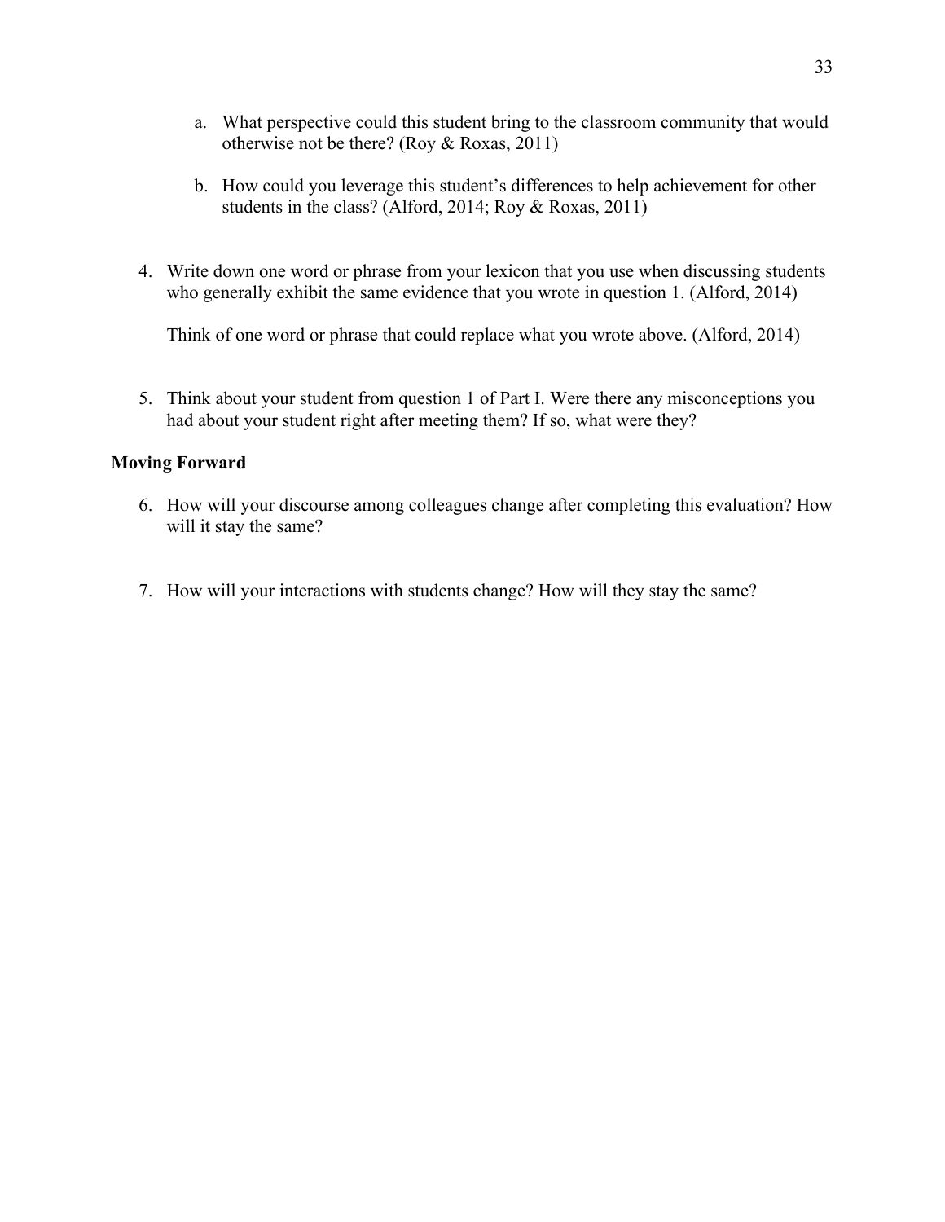a. What perspective could this student bring to the classroom community that would otherwise not be there? (Roy & Roxas, 2011)

    b. How could you leverage this student's differences to help achievement for other students in the class? (Alford, 2014; Roy & Roxas, 2011)

4. Write down one word or phrase from your lexicon that you use when discussing students who generally exhibit the same evidence that you wrote in question 1. (Alford, 2014)

   Think of one word or phrase that could replace what you wrote above. (Alford, 2014)

5. Think about your student from question 1 of Part I. Were there any misconceptions you had about your student right after meeting them? If so, what were they?

**Moving Forward**

6. How will your discourse among colleagues change after completing this evaluation? How will it stay the same?

7. How will your interactions with students change? How will they stay the same?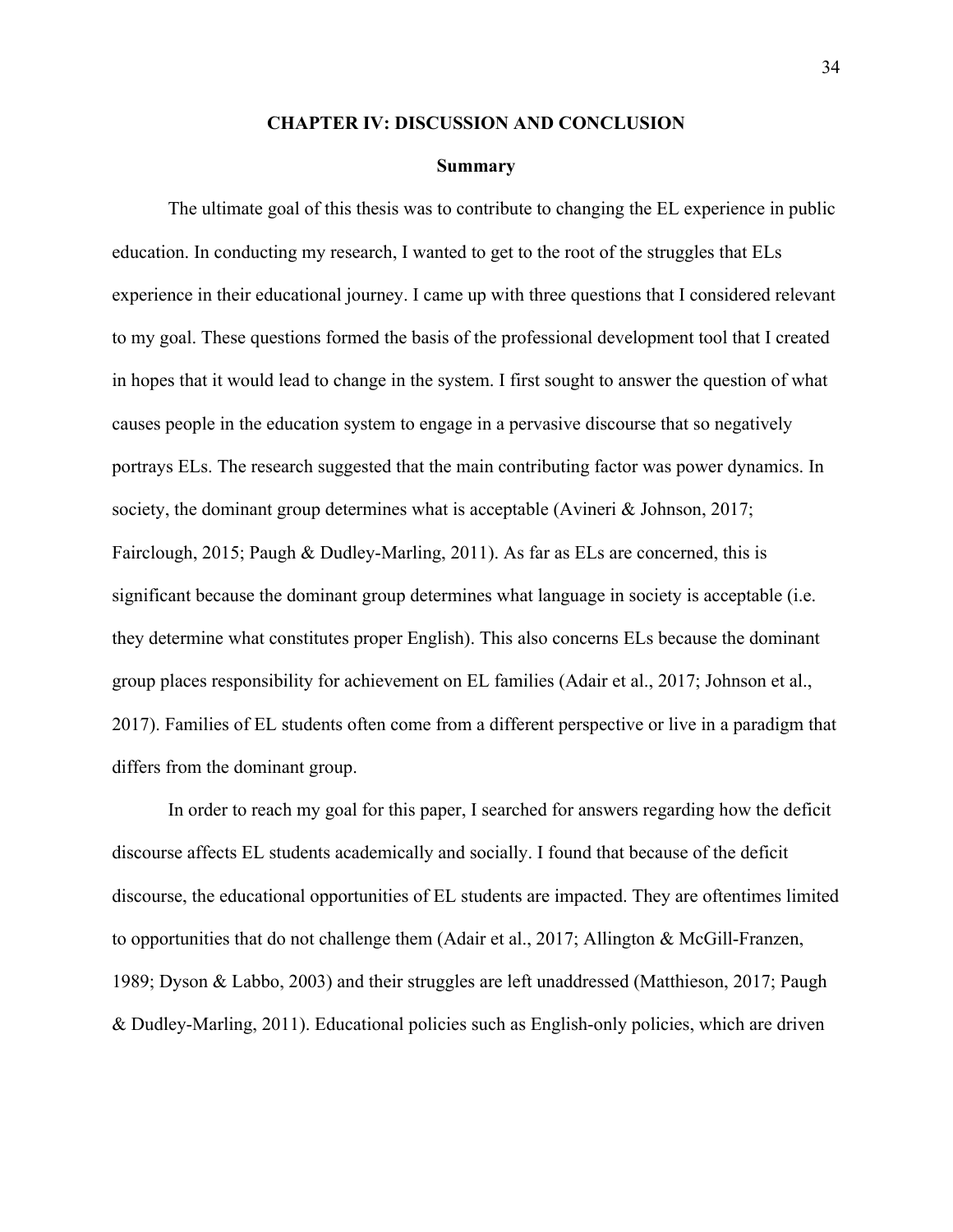# CHAPTER IV: DISCUSSION AND CONCLUSION

## Summary

The ultimate goal of this thesis was to contribute to changing the EL experience in public education. In conducting my research, I wanted to get to the root of the struggles that ELs experience in their educational journey. I came up with three questions that I considered relevant to my goal. These questions formed the basis of the professional development tool that I created in hopes that it would lead to change in the system. I first sought to answer the question of what causes people in the education system to engage in a pervasive discourse that so negatively portrays ELs. The research suggested that the main contributing factor was power dynamics. In society, the dominant group determines what is acceptable (Avineri & Johnson, 2017; Fairclough, 2015; Paugh & Dudley-Marling, 2011). As far as ELs are concerned, this is significant because the dominant group determines what language in society is acceptable (i.e. they determine what constitutes proper English). This also concerns ELs because the dominant group places responsibility for achievement on EL families (Adair et al., 2017; Johnson et al., 2017). Families of EL students often come from a different perspective or live in a paradigm that differs from the dominant group.

In order to reach my goal for this paper, I searched for answers regarding how the deficit discourse affects EL students academically and socially. I found that because of the deficit discourse, the educational opportunities of EL students are impacted. They are oftentimes limited to opportunities that do not challenge them (Adair et al., 2017; Allington & McGill-Franzen, 1989; Dyson & Labbo, 2003) and their struggles are left unaddressed (Matthieson, 2017; Paugh & Dudley-Marling, 2011). Educational policies such as English-only policies, which are driven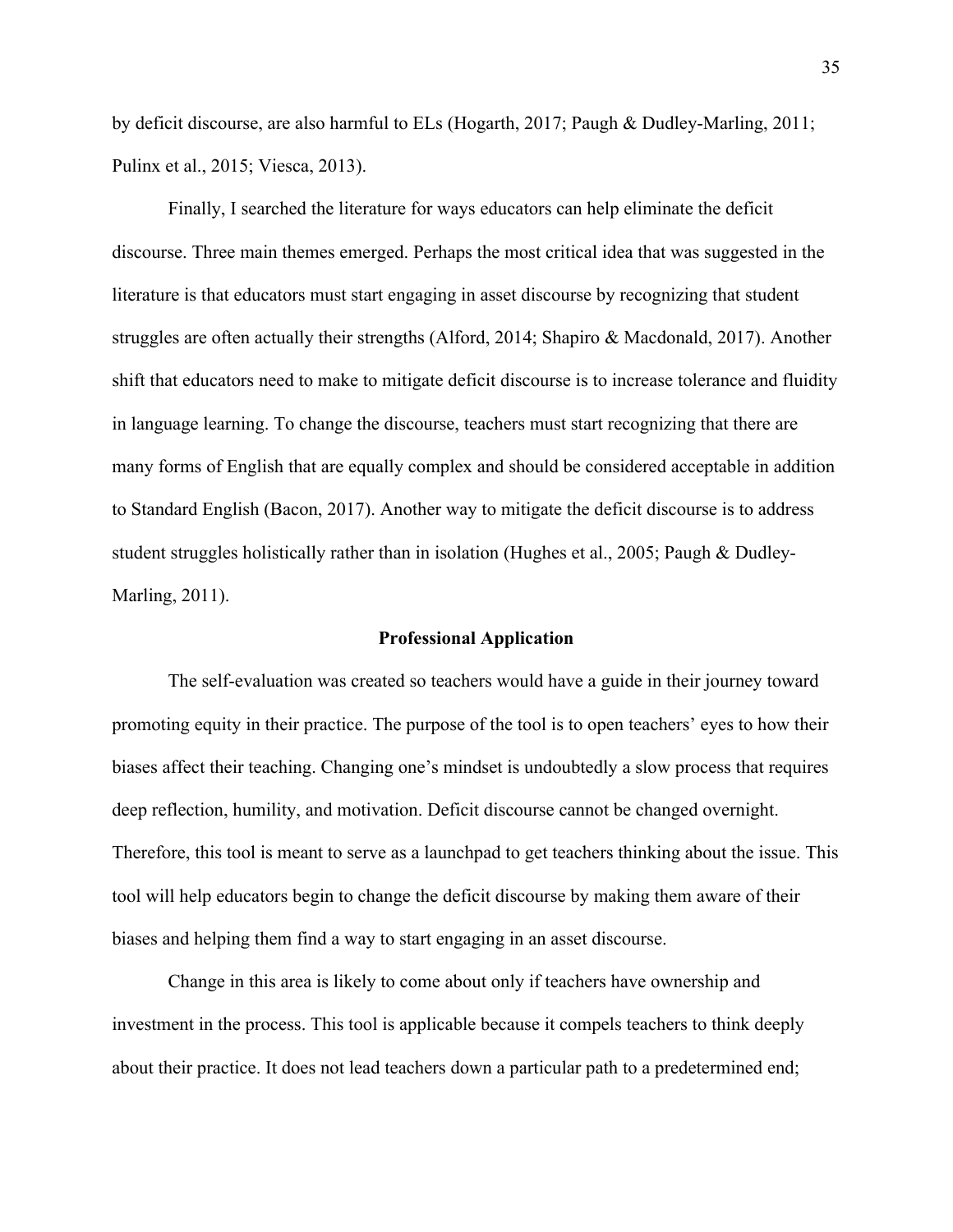by deficit discourse, are also harmful to ELs (Hogarth, 2017; Paugh & Dudley-Marling, 2011; Pulinx et al., 2015; Viesca, 2013).

Finally, I searched the literature for ways educators can help eliminate the deficit discourse. Three main themes emerged. Perhaps the most critical idea that was suggested in the literature is that educators must start engaging in asset discourse by recognizing that student struggles are often actually their strengths (Alford, 2014; Shapiro & Macdonald, 2017). Another shift that educators need to make to mitigate deficit discourse is to increase tolerance and fluidity in language learning. To change the discourse, teachers must start recognizing that there are many forms of English that are equally complex and should be considered acceptable in addition to Standard English (Bacon, 2017). Another way to mitigate the deficit discourse is to address student struggles holistically rather than in isolation (Hughes et al., 2005; Paugh & Dudley-Marling, 2011).

## Professional Application

The self-evaluation was created so teachers would have a guide in their journey toward promoting equity in their practice. The purpose of the tool is to open teachers' eyes to how their biases affect their teaching. Changing one's mindset is undoubtedly a slow process that requires deep reflection, humility, and motivation. Deficit discourse cannot be changed overnight. Therefore, this tool is meant to serve as a launchpad to get teachers thinking about the issue. This tool will help educators begin to change the deficit discourse by making them aware of their biases and helping them find a way to start engaging in an asset discourse.

Change in this area is likely to come about only if teachers have ownership and investment in the process. This tool is applicable because it compels teachers to think deeply about their practice. It does not lead teachers down a particular path to a predetermined end;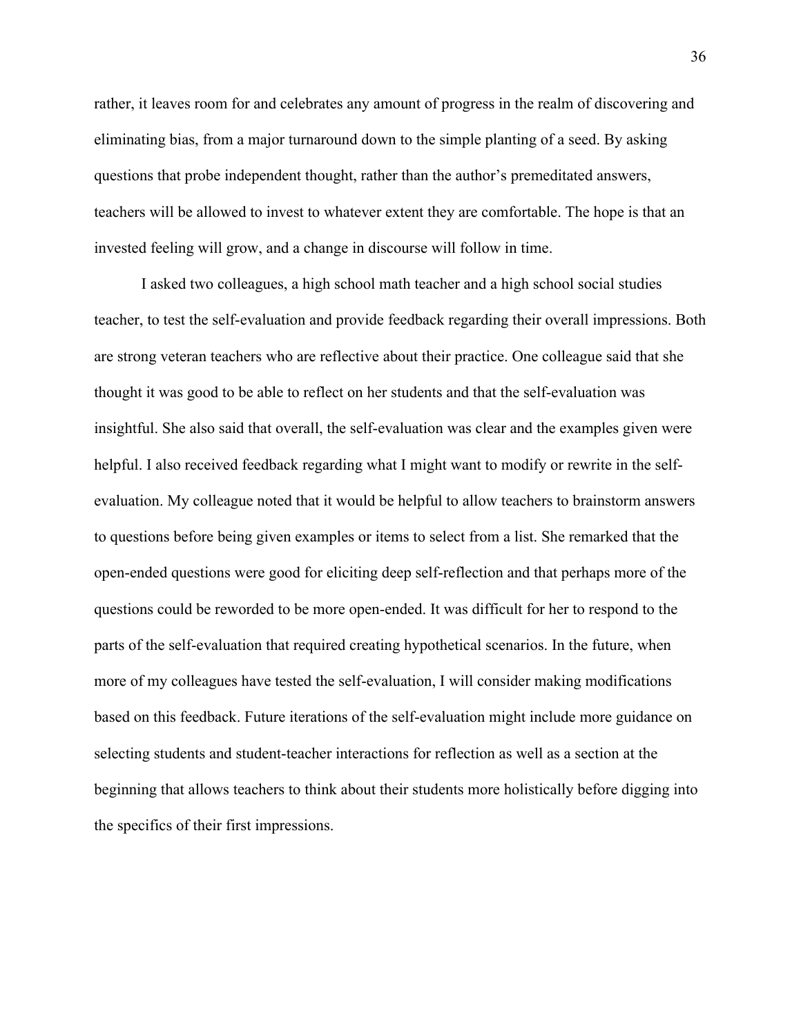rather, it leaves room for and celebrates any amount of progress in the realm of discovering and eliminating bias, from a major turnaround down to the simple planting of a seed. By asking questions that probe independent thought, rather than the author's premeditated answers, teachers will be allowed to invest to whatever extent they are comfortable. The hope is that an invested feeling will grow, and a change in discourse will follow in time.

I asked two colleagues, a high school math teacher and a high school social studies teacher, to test the self-evaluation and provide feedback regarding their overall impressions. Both are strong veteran teachers who are reflective about their practice. One colleague said that she thought it was good to be able to reflect on her students and that the self-evaluation was insightful. She also said that overall, the self-evaluation was clear and the examples given were helpful. I also received feedback regarding what I might want to modify or rewrite in the self-evaluation. My colleague noted that it would be helpful to allow teachers to brainstorm answers to questions before being given examples or items to select from a list. She remarked that the open-ended questions were good for eliciting deep self-reflection and that perhaps more of the questions could be reworded to be more open-ended. It was difficult for her to respond to the parts of the self-evaluation that required creating hypothetical scenarios. In the future, when more of my colleagues have tested the self-evaluation, I will consider making modifications based on this feedback. Future iterations of the self-evaluation might include more guidance on selecting students and student-teacher interactions for reflection as well as a section at the beginning that allows teachers to think about their students more holistically before digging into the specifics of their first impressions.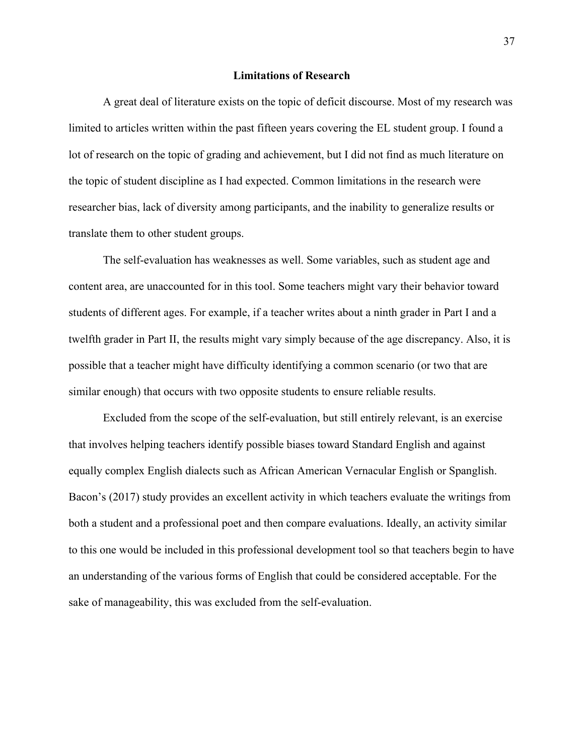## Limitations of Research

A great deal of literature exists on the topic of deficit discourse. Most of my research was limited to articles written within the past fifteen years covering the EL student group. I found a lot of research on the topic of grading and achievement, but I did not find as much literature on the topic of student discipline as I had expected. Common limitations in the research were researcher bias, lack of diversity among participants, and the inability to generalize results or translate them to other student groups.

The self-evaluation has weaknesses as well. Some variables, such as student age and content area, are unaccounted for in this tool. Some teachers might vary their behavior toward students of different ages. For example, if a teacher writes about a ninth grader in Part I and a twelfth grader in Part II, the results might vary simply because of the age discrepancy. Also, it is possible that a teacher might have difficulty identifying a common scenario (or two that are similar enough) that occurs with two opposite students to ensure reliable results.

Excluded from the scope of the self-evaluation, but still entirely relevant, is an exercise that involves helping teachers identify possible biases toward Standard English and against equally complex English dialects such as African American Vernacular English or Spanglish. Bacon's (2017) study provides an excellent activity in which teachers evaluate the writings from both a student and a professional poet and then compare evaluations. Ideally, an activity similar to this one would be included in this professional development tool so that teachers begin to have an understanding of the various forms of English that could be considered acceptable. For the sake of manageability, this was excluded from the self-evaluation.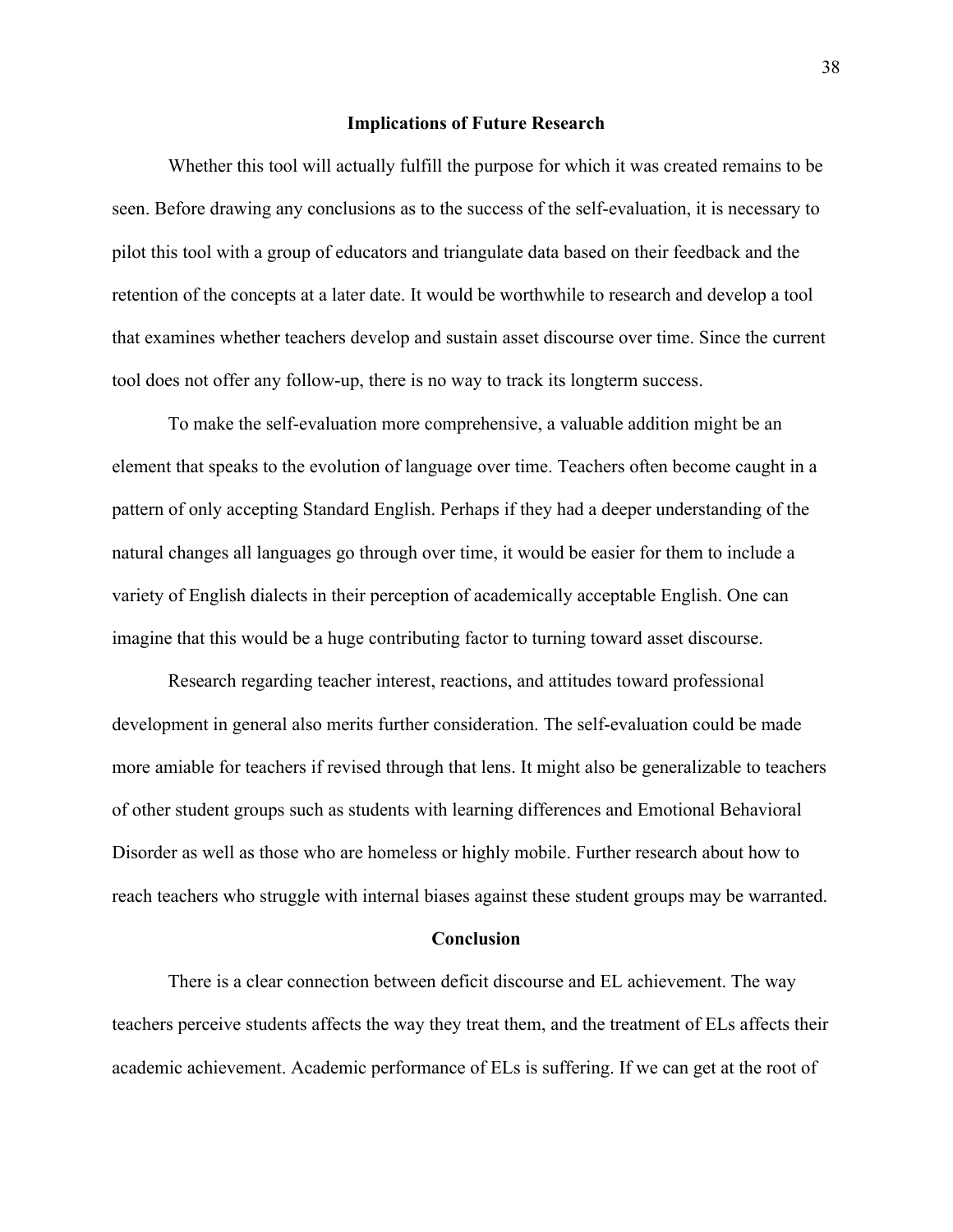## Implications of Future Research

Whether this tool will actually fulfill the purpose for which it was created remains to be seen. Before drawing any conclusions as to the success of the self-evaluation, it is necessary to pilot this tool with a group of educators and triangulate data based on their feedback and the retention of the concepts at a later date. It would be worthwhile to research and develop a tool that examines whether teachers develop and sustain asset discourse over time. Since the current tool does not offer any follow-up, there is no way to track its longterm success.

To make the self-evaluation more comprehensive, a valuable addition might be an element that speaks to the evolution of language over time. Teachers often become caught in a pattern of only accepting Standard English. Perhaps if they had a deeper understanding of the natural changes all languages go through over time, it would be easier for them to include a variety of English dialects in their perception of academically acceptable English. One can imagine that this would be a huge contributing factor to turning toward asset discourse.

Research regarding teacher interest, reactions, and attitudes toward professional development in general also merits further consideration. The self-evaluation could be made more amiable for teachers if revised through that lens. It might also be generalizable to teachers of other student groups such as students with learning differences and Emotional Behavioral Disorder as well as those who are homeless or highly mobile. Further research about how to reach teachers who struggle with internal biases against these student groups may be warranted.

## Conclusion

There is a clear connection between deficit discourse and EL achievement. The way teachers perceive students affects the way they treat them, and the treatment of ELs affects their academic achievement. Academic performance of ELs is suffering. If we can get at the root of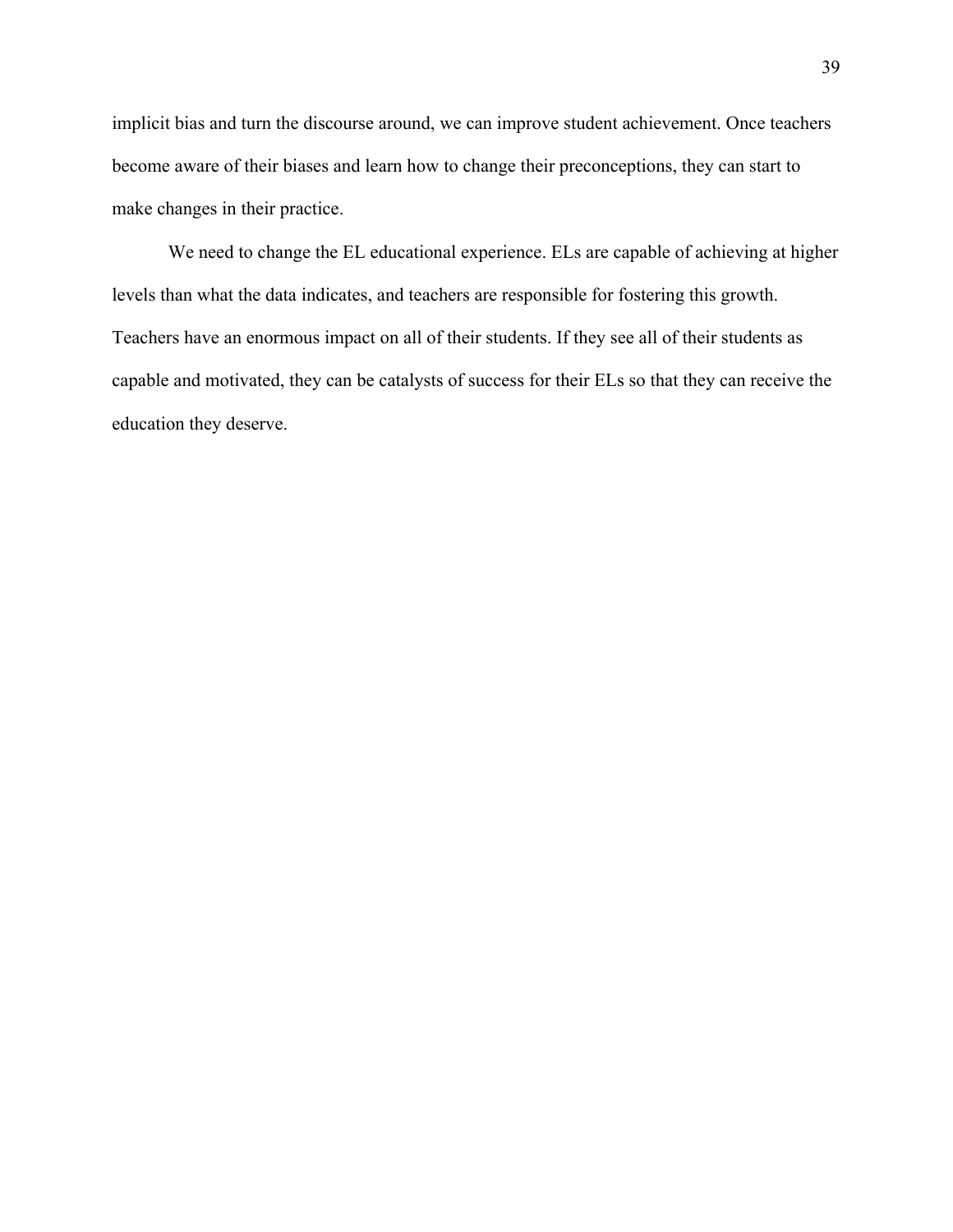implicit bias and turn the discourse around, we can improve student achievement. Once teachers become aware of their biases and learn how to change their preconceptions, they can start to make changes in their practice.

We need to change the EL educational experience. ELs are capable of achieving at higher levels than what the data indicates, and teachers are responsible for fostering this growth. Teachers have an enormous impact on all of their students. If they see all of their students as capable and motivated, they can be catalysts of success for their ELs so that they can receive the education they deserve.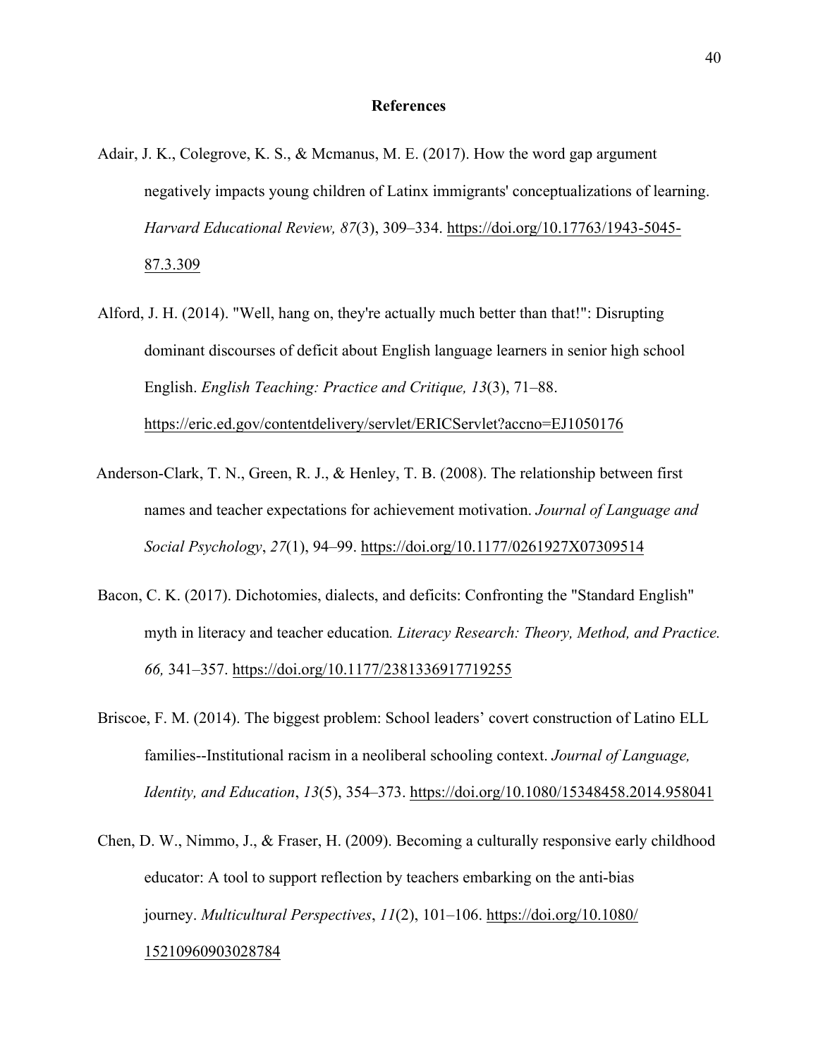# References

Adair, J. K., Colegrove, K. S., & Mcmanus, M. E. (2017). How the word gap argument negatively impacts young children of Latinx immigrants' conceptualizations of learning. *Harvard Educational Review, 87*(3), 309–334. https://doi.org/10.17763/1943-5045-87.3.309

Alford, J. H. (2014). "Well, hang on, they're actually much better than that!": Disrupting dominant discourses of deficit about English language learners in senior high school English. *English Teaching: Practice and Critique, 13*(3), 71–88. https://eric.ed.gov/contentdelivery/servlet/ERICServlet?accno=EJ1050176

Anderson-Clark, T. N., Green, R. J., & Henley, T. B. (2008). The relationship between first names and teacher expectations for achievement motivation. *Journal of Language and Social Psychology*, *27*(1), 94–99. https://doi.org/10.1177/0261927X07309514

Bacon, C. K. (2017). Dichotomies, dialects, and deficits: Confronting the "Standard English" myth in literacy and teacher education*. Literacy Research: Theory, Method, and Practice. 66,* 341–357. https://doi.org/10.1177/2381336917719255

Briscoe, F. M. (2014). The biggest problem: School leaders' covert construction of Latino ELL families--Institutional racism in a neoliberal schooling context. *Journal of Language, Identity, and Education*, *13*(5), 354–373. https://doi.org/10.1080/15348458.2014.958041

Chen, D. W., Nimmo, J., & Fraser, H. (2009). Becoming a culturally responsive early childhood educator: A tool to support reflection by teachers embarking on the anti-bias journey. *Multicultural Perspectives*, *11*(2), 101–106. https://doi.org/10.1080/15210960903028784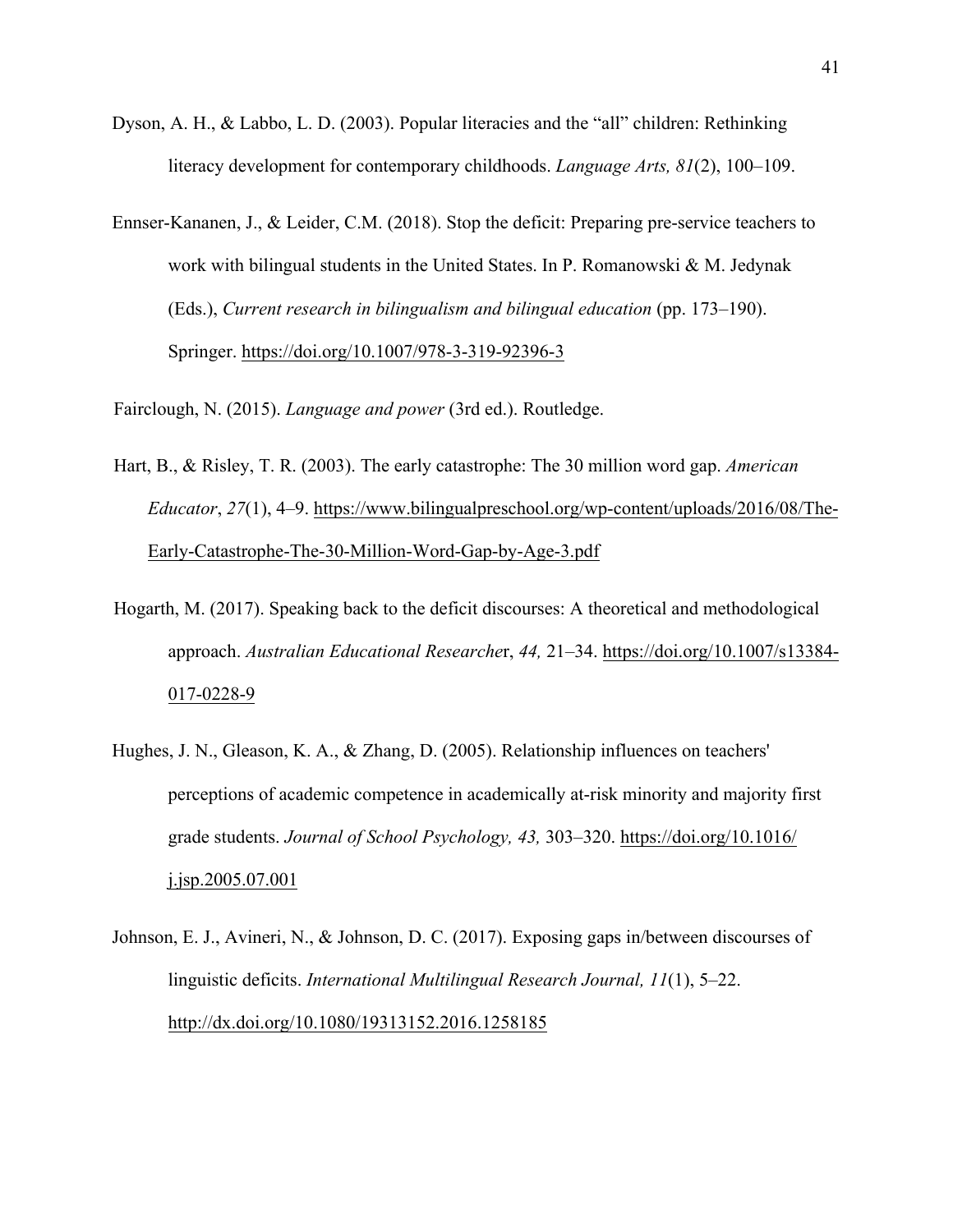Dyson, A. H., & Labbo, L. D. (2003). Popular literacies and the “all” children: Rethinking literacy development for contemporary childhoods. *Language Arts, 81*(2), 100–109.

Ennser-Kananen, J., & Leider, C.M. (2018). Stop the deficit: Preparing pre-service teachers to work with bilingual students in the United States. In P. Romanowski & M. Jedynak (Eds.), *Current research in bilingualism and bilingual education* (pp. 173–190). Springer. https://doi.org/10.1007/978-3-319-92396-3

Fairclough, N. (2015). *Language and power* (3rd ed.). Routledge.

Hart, B., & Risley, T. R. (2003). The early catastrophe: The 30 million word gap. *American Educator*, *27*(1), 4–9. https://www.bilingualpreschool.org/wp-content/uploads/2016/08/The-Early-Catastrophe-The-30-Million-Word-Gap-by-Age-3.pdf

Hogarth, M. (2017). Speaking back to the deficit discourses: A theoretical and methodological approach. *Australian Educational Researcher*, *44,* 21–34. https://doi.org/10.1007/s13384-017-0228-9

Hughes, J. N., Gleason, K. A., & Zhang, D. (2005). Relationship influences on teachers' perceptions of academic competence in academically at-risk minority and majority first grade students. *Journal of School Psychology, 43,* 303–320. https://doi.org/10.1016/j.jsp.2005.07.001

Johnson, E. J., Avineri, N., & Johnson, D. C. (2017). Exposing gaps in/between discourses of linguistic deficits. *International Multilingual Research Journal, 11*(1), 5–22. http://dx.doi.org/10.1080/19313152.2016.1258185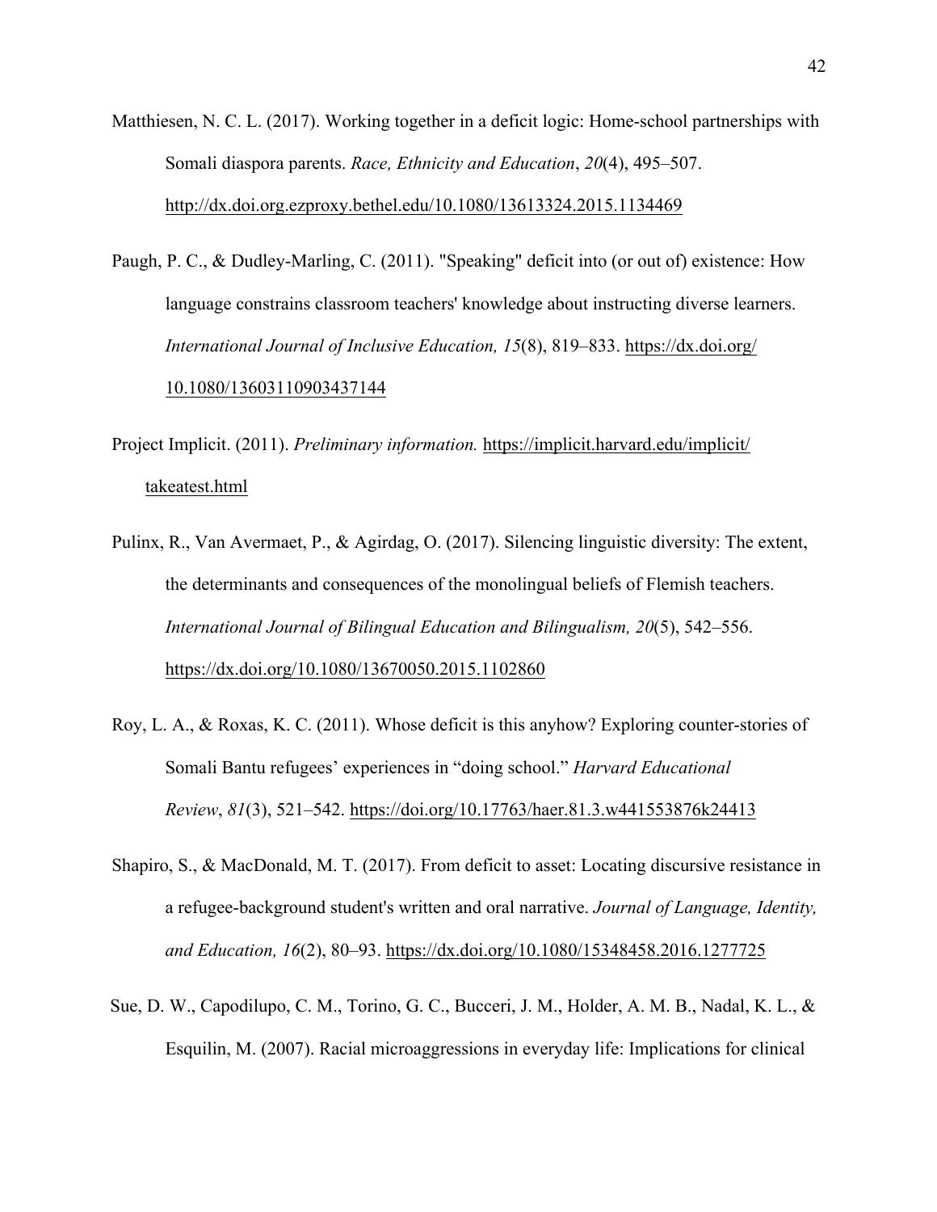Matthiesen, N. C. L. (2017). Working together in a deficit logic: Home-school partnerships with Somali diaspora parents. *Race, Ethnicity and Education*, *20*(4), 495–507. http://dx.doi.org.ezproxy.bethel.edu/10.1080/13613324.2015.1134469

Paugh, P. C., & Dudley-Marling, C. (2011). "Speaking" deficit into (or out of) existence: How language constrains classroom teachers' knowledge about instructing diverse learners. *International Journal of Inclusive Education, 15*(8), 819–833. https://dx.doi.org/10.1080/13603110903437144

Project Implicit. (2011). *Preliminary information.* https://implicit.harvard.edu/implicit/takeatest.html

Pulinx, R., Van Avermaet, P., & Agirdag, O. (2017). Silencing linguistic diversity: The extent, the determinants and consequences of the monolingual beliefs of Flemish teachers. *International Journal of Bilingual Education and Bilingualism, 20*(5), 542–556. https://dx.doi.org/10.1080/13670050.2015.1102860

Roy, L. A., & Roxas, K. C. (2011). Whose deficit is this anyhow? Exploring counter-stories of Somali Bantu refugees' experiences in "doing school." *Harvard Educational Review*, *81*(3), 521–542. https://doi.org/10.17763/haer.81.3.w441553876k24413

Shapiro, S., & MacDonald, M. T. (2017). From deficit to asset: Locating discursive resistance in a refugee-background student's written and oral narrative. *Journal of Language, Identity, and Education, 16*(2), 80–93. https://dx.doi.org/10.1080/15348458.2016.1277725

Sue, D. W., Capodilupo, C. M., Torino, G. C., Bucceri, J. M., Holder, A. M. B., Nadal, K. L., & Esquilin, M. (2007). Racial microaggressions in everyday life: Implications for clinical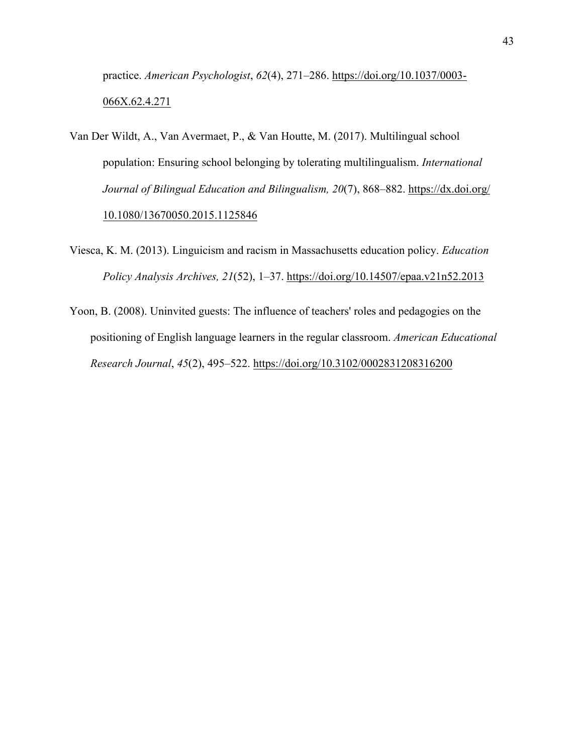practice. *American Psychologist*, *62*(4), 271–286. https://doi.org/10.1037/0003-066X.62.4.271

Van Der Wildt, A., Van Avermaet, P., & Van Houtte, M. (2017). Multilingual school population: Ensuring school belonging by tolerating multilingualism. *International Journal of Bilingual Education and Bilingualism, 20*(7), 868–882. https://dx.doi.org/10.1080/13670050.2015.1125846

Viesca, K. M. (2013). Linguicism and racism in Massachusetts education policy. *Education Policy Analysis Archives, 21*(52), 1–37. https://doi.org/10.14507/epaa.v21n52.2013

Yoon, B. (2008). Uninvited guests: The influence of teachers' roles and pedagogies on the positioning of English language learners in the regular classroom. *American Educational Research Journal*, *45*(2), 495–522. https://doi.org/10.3102/0002831208316200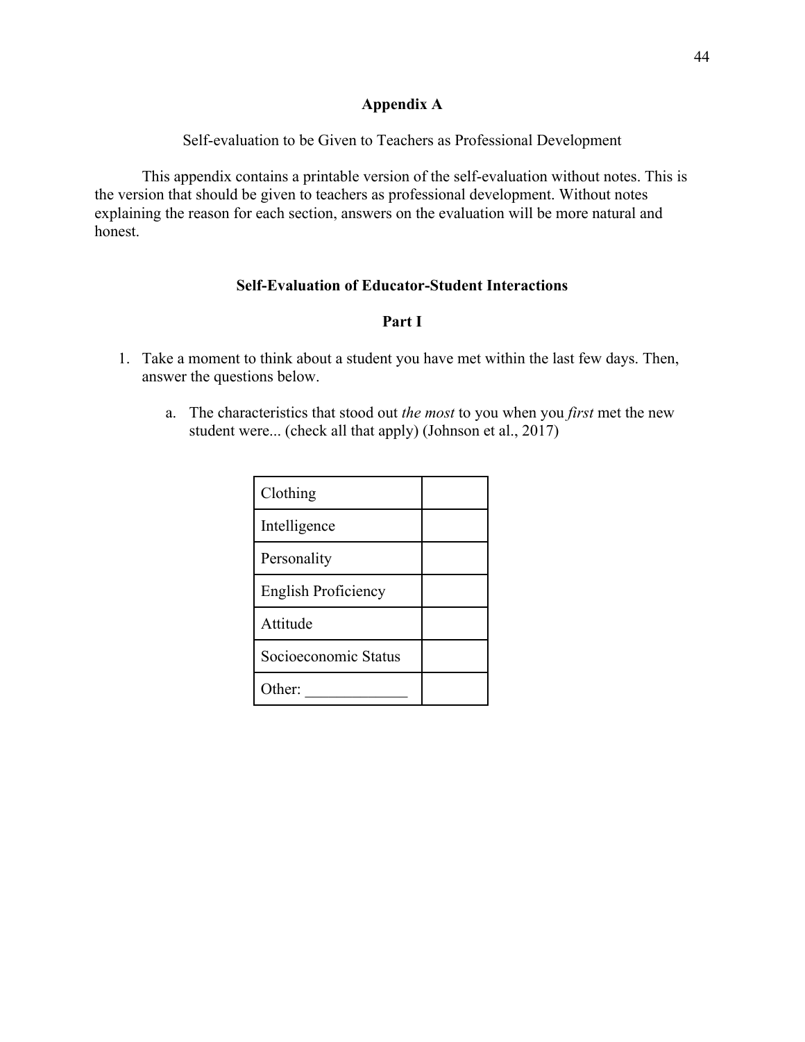## Appendix A

Self-evaluation to be Given to Teachers as Professional Development

This appendix contains a printable version of the self-evaluation without notes. This is the version that should be given to teachers as professional development. Without notes explaining the reason for each section, answers on the evaluation will be more natural and honest.

### Self-Evaluation of Educator-Student Interactions

#### Part I

1. Take a moment to think about a student you have met within the last few days. Then, answer the questions below.

   a. The characteristics that stood out *the most* to you when you *first* met the new student were... (check all that apply) (Johnson et al., 2017)

| | |
|---|---|
| Clothing | |
| Intelligence | |
| Personality | |
| English Proficiency | |
| Attitude | |
| Socioeconomic Status | |
| Other: _____________ | |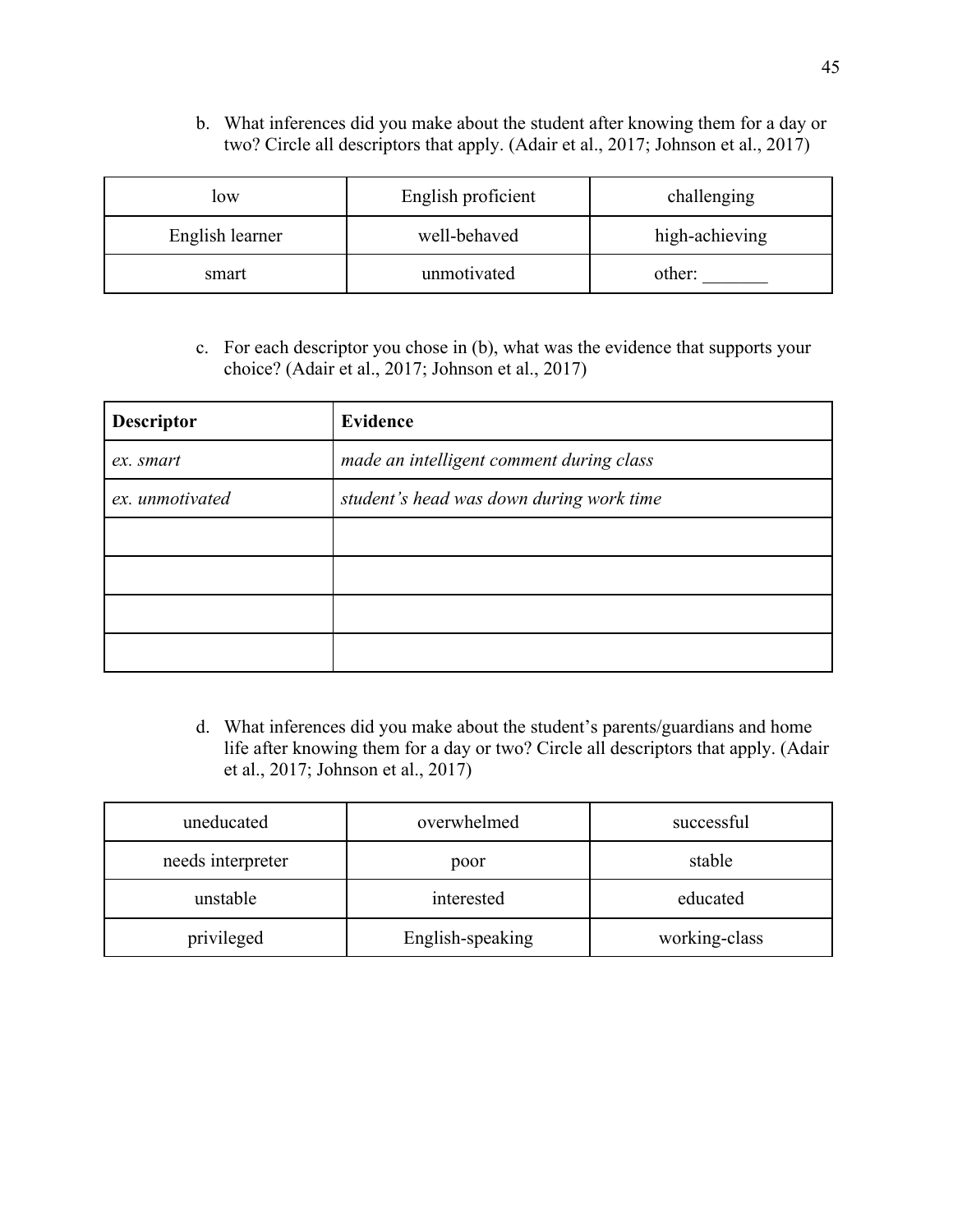b. What inferences did you make about the student after knowing them for a day or two? Circle all descriptors that apply. (Adair et al., 2017; Johnson et al., 2017)

| | | |
|---|---|---|
| low | English proficient | challenging |
| English learner | well-behaved | high-achieving |
| smart | unmotivated | other: _______ |

c. For each descriptor you chose in (b), what was the evidence that supports your choice? (Adair et al., 2017; Johnson et al., 2017)

| **Descriptor** | **Evidence** |
|---|---|
| *ex. smart* | *made an intelligent comment during class* |
| *ex. unmotivated* | *student's head was down during work time* |
| | |
| | |
| | |
| | |

d. What inferences did you make about the student's parents/guardians and home life after knowing them for a day or two? Circle all descriptors that apply. (Adair et al., 2017; Johnson et al., 2017)

| | | |
|---|---|---|
| uneducated | overwhelmed | successful |
| needs interpreter | poor | stable |
| unstable | interested | educated |
| privileged | English-speaking | working-class |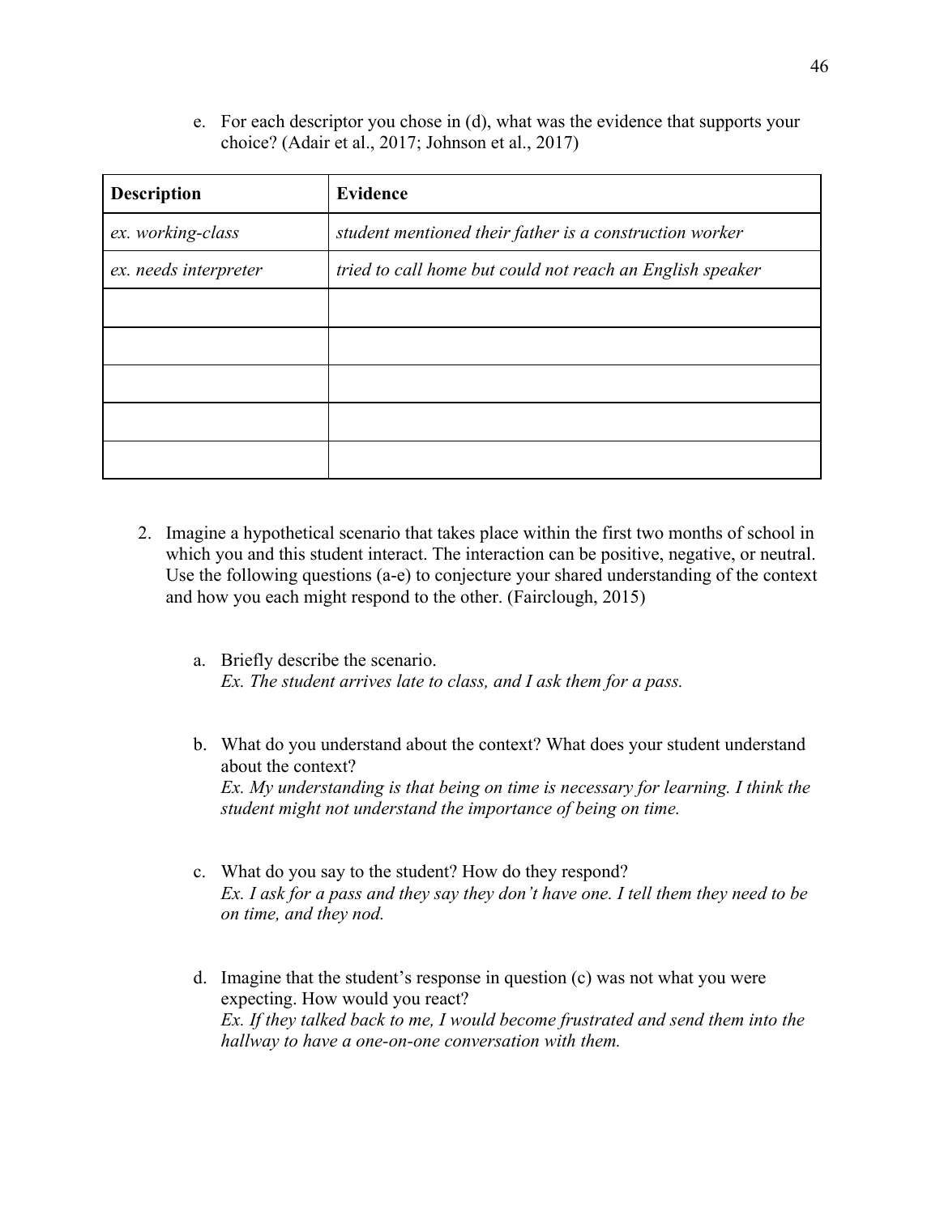e. For each descriptor you chose in (d), what was the evidence that supports your choice? (Adair et al., 2017; Johnson et al., 2017)

| **Description** | **Evidence** |
| --- | --- |
| *ex. working-class* | *student mentioned their father is a construction worker* |
| *ex. needs interpreter* | *tried to call home but could not reach an English speaker* |
| | |
| | |
| | |
| | |
| | |

2. Imagine a hypothetical scenario that takes place within the first two months of school in which you and this student interact. The interaction can be positive, negative, or neutral. Use the following questions (a-e) to conjecture your shared understanding of the context and how you each might respond to the other. (Fairclough, 2015)

   a. Briefly describe the scenario.
   *Ex. The student arrives late to class, and I ask them for a pass.*

   b. What do you understand about the context? What does your student understand about the context?
   *Ex. My understanding is that being on time is necessary for learning. I think the student might not understand the importance of being on time.*

   c. What do you say to the student? How do they respond?
   *Ex. I ask for a pass and they say they don't have one. I tell them they need to be on time, and they nod.*

   d. Imagine that the student's response in question (c) was not what you were expecting. How would you react?
   *Ex. If they talked back to me, I would become frustrated and send them into the hallway to have a one-on-one conversation with them.*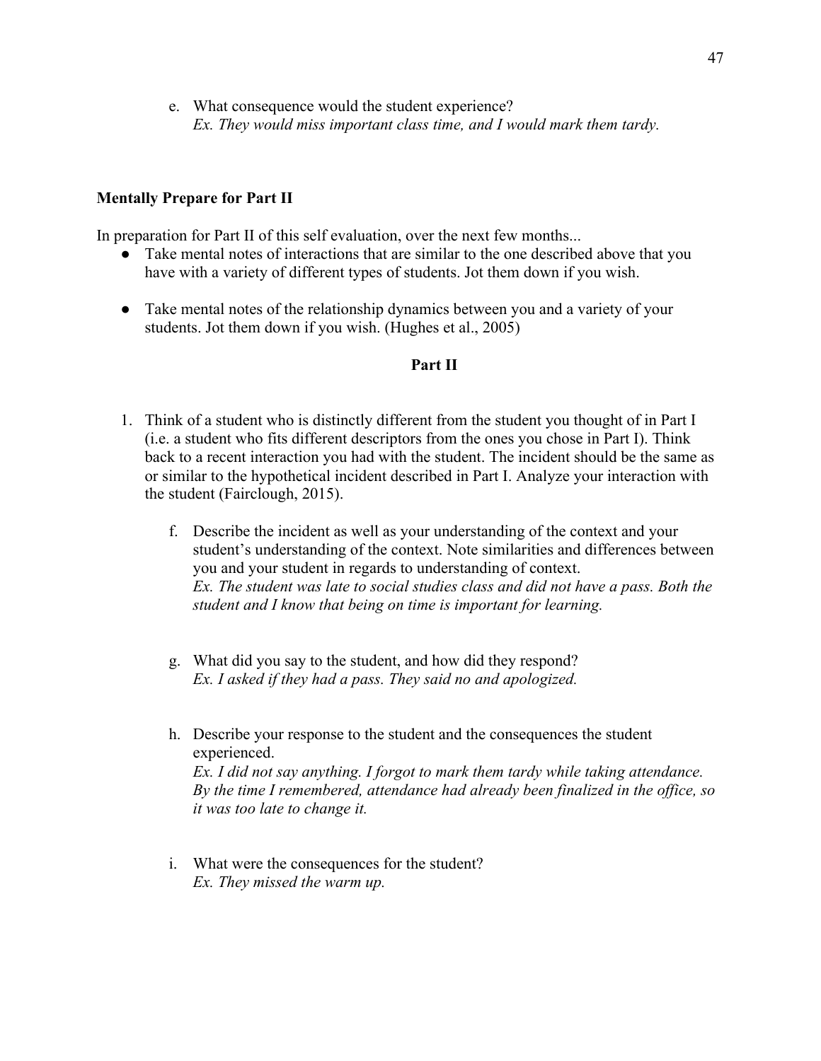e. What consequence would the student experience?
   *Ex. They would miss important class time, and I would mark them tardy.*

**Mentally Prepare for Part II**

In preparation for Part II of this self evaluation, over the next few months...

- Take mental notes of interactions that are similar to the one described above that you have with a variety of different types of students. Jot them down if you wish.
- Take mental notes of the relationship dynamics between you and a variety of your students. Jot them down if you wish. (Hughes et al., 2005)

**Part II**

1. Think of a student who is distinctly different from the student you thought of in Part I (i.e. a student who fits different descriptors from the ones you chose in Part I). Think back to a recent interaction you had with the student. The incident should be the same as or similar to the hypothetical incident described in Part I. Analyze your interaction with the student (Fairclough, 2015).

   f. Describe the incident as well as your understanding of the context and your student's understanding of the context. Note similarities and differences between you and your student in regards to understanding of context.
      *Ex. The student was late to social studies class and did not have a pass. Both the student and I know that being on time is important for learning.*

   g. What did you say to the student, and how did they respond?
      *Ex. I asked if they had a pass. They said no and apologized.*

   h. Describe your response to the student and the consequences the student experienced.
      *Ex. I did not say anything. I forgot to mark them tardy while taking attendance. By the time I remembered, attendance had already been finalized in the office, so it was too late to change it.*

   i. What were the consequences for the student?
      *Ex. They missed the warm up.*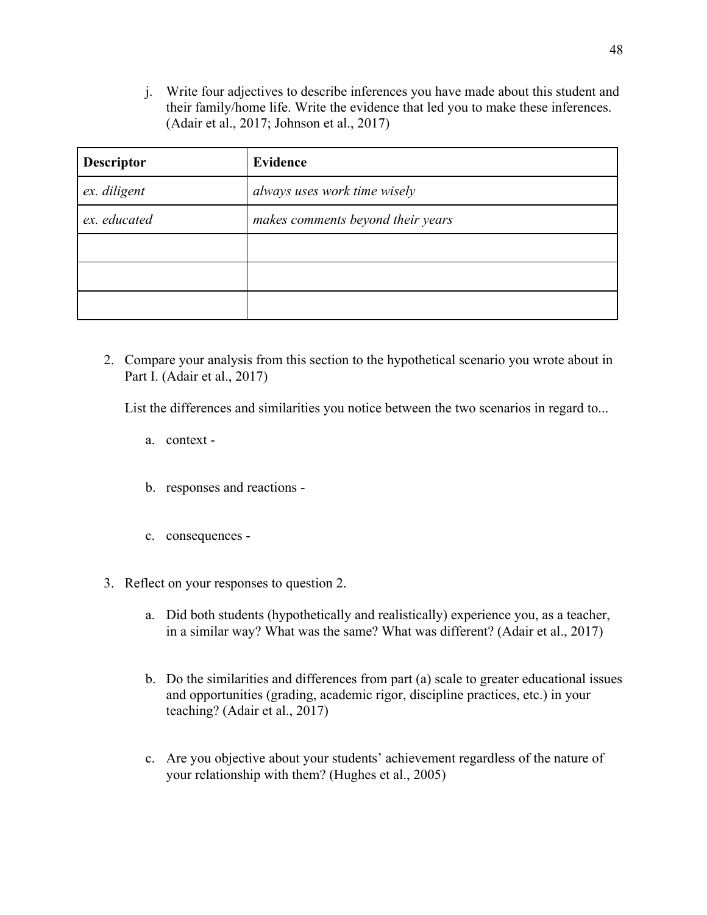j. Write four adjectives to describe inferences you have made about this student and their family/home life. Write the evidence that led you to make these inferences. (Adair et al., 2017; Johnson et al., 2017)

| **Descriptor** | **Evidence** |
| --- | --- |
| *ex. diligent* | *always uses work time wisely* |
| *ex. educated* | *makes comments beyond their years* |
| | |
| | |
| | |

2. Compare your analysis from this section to the hypothetical scenario you wrote about in Part I. (Adair et al., 2017)

   List the differences and similarities you notice between the two scenarios in regard to...

   a. context -

   b. responses and reactions -

   c. consequences -

3. Reflect on your responses to question 2.

   a. Did both students (hypothetically and realistically) experience you, as a teacher, in a similar way? What was the same? What was different? (Adair et al., 2017)

   b. Do the similarities and differences from part (a) scale to greater educational issues and opportunities (grading, academic rigor, discipline practices, etc.) in your teaching? (Adair et al., 2017)

   c. Are you objective about your students' achievement regardless of the nature of your relationship with them? (Hughes et al., 2005)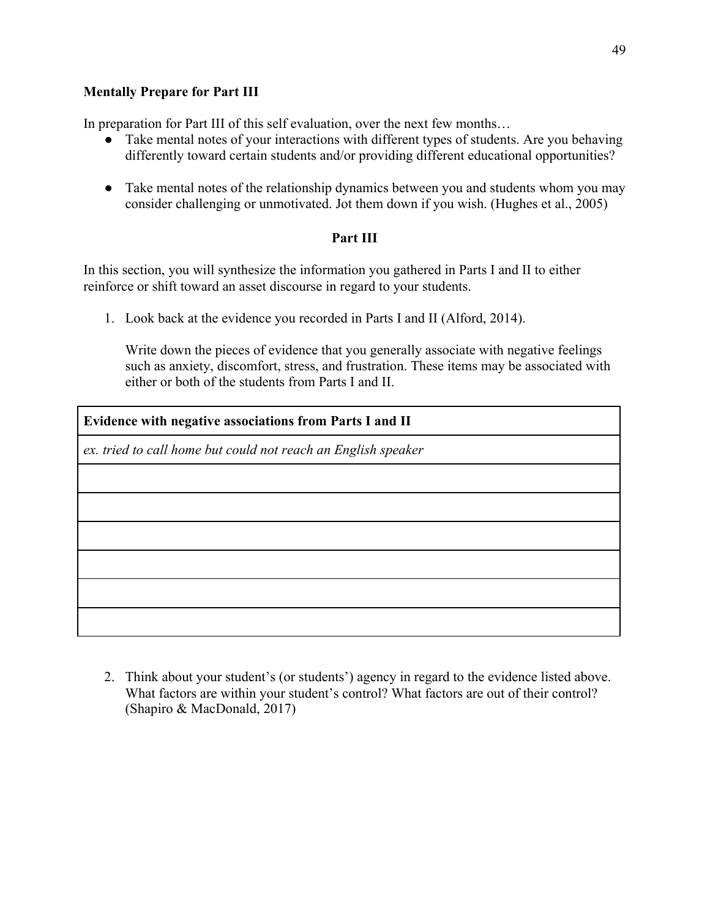**Mentally Prepare for Part III**

In preparation for Part III of this self evaluation, over the next few months…

- Take mental notes of your interactions with different types of students. Are you behaving differently toward certain students and/or providing different educational opportunities?
- Take mental notes of the relationship dynamics between you and students whom you may consider challenging or unmotivated. Jot them down if you wish. (Hughes et al., 2005)

## Part III

In this section, you will synthesize the information you gathered in Parts I and II to either reinforce or shift toward an asset discourse in regard to your students.

1. Look back at the evidence you recorded in Parts I and II (Alford, 2014).

   Write down the pieces of evidence that you generally associate with negative feelings such as anxiety, discomfort, stress, and frustration. These items may be associated with either or both of the students from Parts I and II.

| **Evidence with negative associations from Parts I and II** |
|---|
| *ex. tried to call home but could not reach an English speaker* |
| |
| |
| |
| |
| |
| |

2. Think about your student's (or students') agency in regard to the evidence listed above. What factors are within your student's control? What factors are out of their control? (Shapiro & MacDonald, 2017)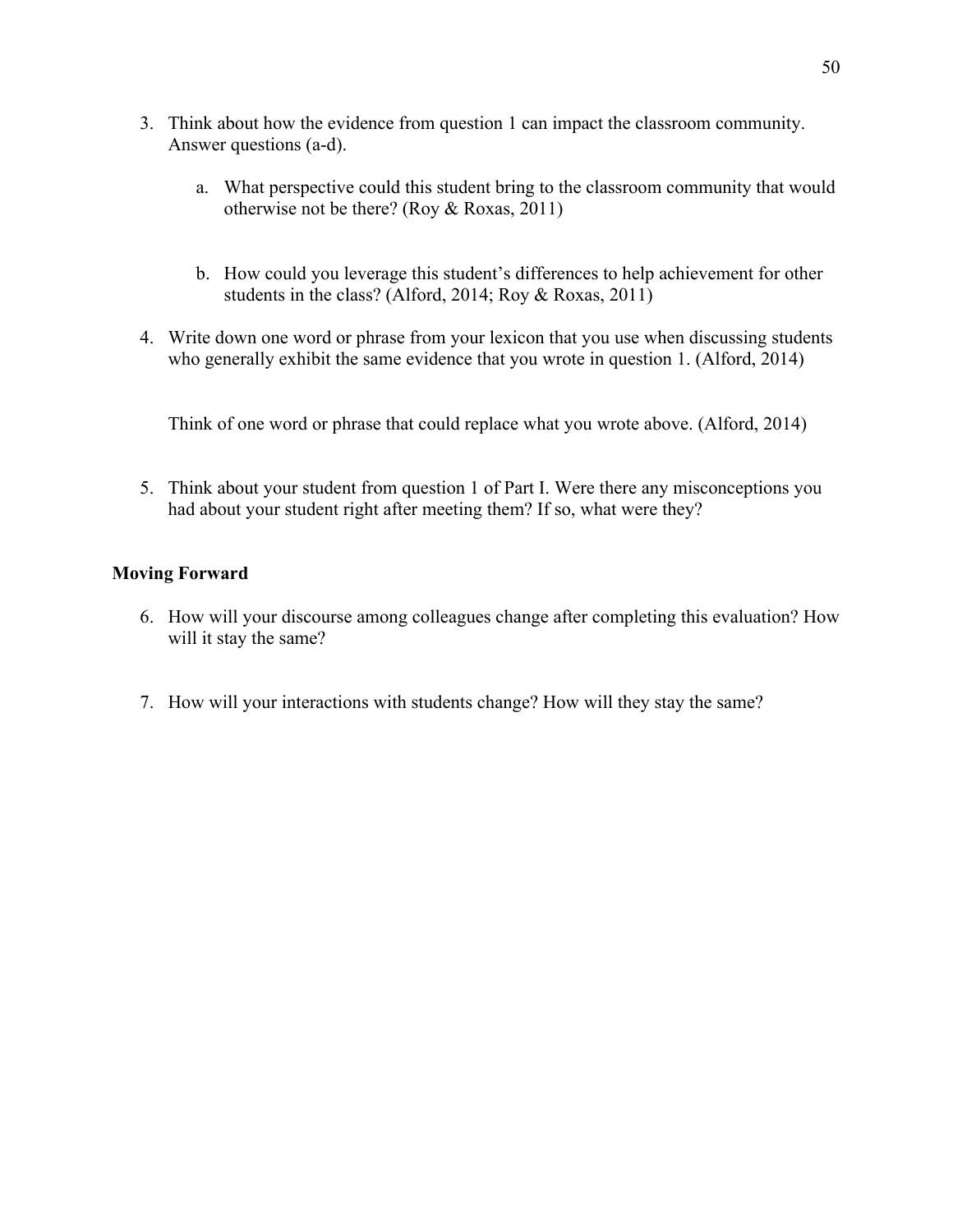3. Think about how the evidence from question 1 can impact the classroom community. Answer questions (a-d).

    a. What perspective could this student bring to the classroom community that would otherwise not be there? (Roy & Roxas, 2011)

    b. How could you leverage this student's differences to help achievement for other students in the class? (Alford, 2014; Roy & Roxas, 2011)

4. Write down one word or phrase from your lexicon that you use when discussing students who generally exhibit the same evidence that you wrote in question 1. (Alford, 2014)

    Think of one word or phrase that could replace what you wrote above. (Alford, 2014)

5. Think about your student from question 1 of Part I. Were there any misconceptions you had about your student right after meeting them? If so, what were they?

**Moving Forward**

6. How will your discourse among colleagues change after completing this evaluation? How will it stay the same?

7. How will your interactions with students change? How will they stay the same?